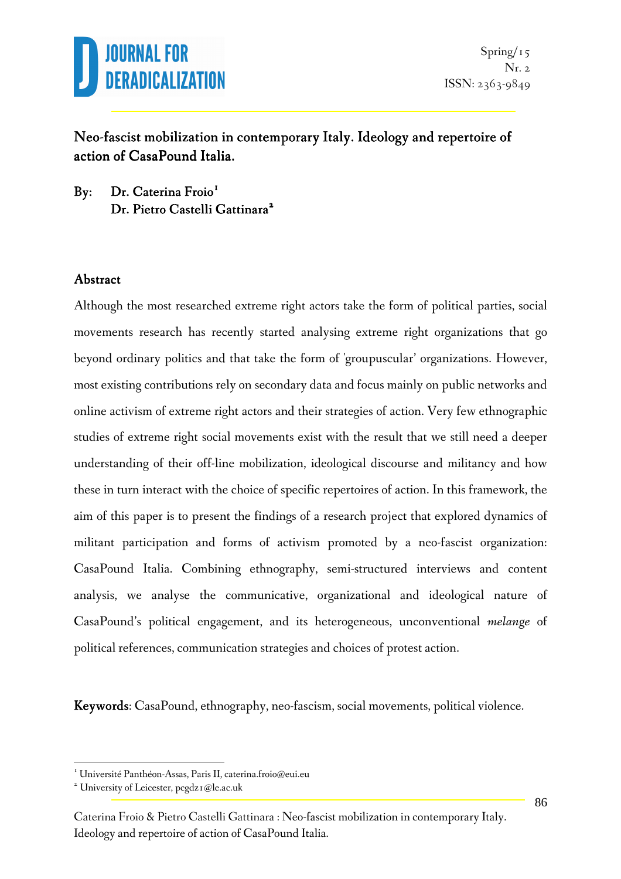# Neo-fascist mobilization in contemporary Italy. Ideology and repertoire of action of CasaPound Italia.

By: Dr. Caterina Froio[1]
Dr. Pietro Castelli Gattinara[2]

## Abstract

Although the most researched extreme right actors take the form of political parties, social movements research has recently started analysing extreme right organizations that go beyond ordinary politics and that take the form of 'groupuscular' organizations. However, most existing contributions rely on secondary data and focus mainly on public networks and online activism of extreme right actors and their strategies of action. Very few ethnographic studies of extreme right social movements exist with the result that we still need a deeper understanding of their off-line mobilization, ideological discourse and militancy and how these in turn interact with the choice of specific repertoires of action. In this framework, the aim of this paper is to present the findings of a research project that explored dynamics of militant participation and forms of activism promoted by a neo-fascist organization: CasaPound Italia. Combining ethnography, semi-structured interviews and content analysis, we analyse the communicative, organizational and ideological nature of CasaPound's political engagement, and its heterogeneous, unconventional *melange* of political references, communication strategies and choices of protest action.

**Keywords**: CasaPound, ethnography, neo-fascism, social movements, political violence.

---

[1] Université Panthéon-Assas, Paris II, caterina.froio@eui.eu

[2] University of Leicester, pcgdz1@le.ac.uk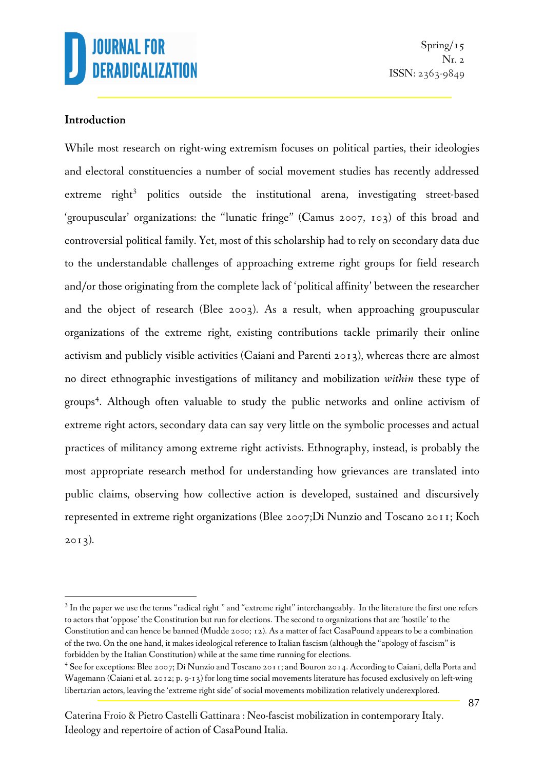## Introduction

While most research on right-wing extremism focuses on political parties, their ideologies and electoral constituencies a number of social movement studies has recently addressed extreme right[3] politics outside the institutional arena, investigating street-based 'groupuscular' organizations: the "lunatic fringe" (Camus 2007, 103) of this broad and controversial political family. Yet, most of this scholarship had to rely on secondary data due to the understandable challenges of approaching extreme right groups for field research and/or those originating from the complete lack of 'political affinity' between the researcher and the object of research (Blee 2003). As a result, when approaching groupuscular organizations of the extreme right, existing contributions tackle primarily their online activism and publicly visible activities (Caiani and Parenti 2013), whereas there are almost no direct ethnographic investigations of militancy and mobilization *within* these type of groups[4]. Although often valuable to study the public networks and online activism of extreme right actors, secondary data can say very little on the symbolic processes and actual practices of militancy among extreme right activists. Ethnography, instead, is probably the most appropriate research method for understanding how grievances are translated into public claims, observing how collective action is developed, sustained and discursively represented in extreme right organizations (Blee 2007;Di Nunzio and Toscano 2011; Koch 2013).

[3] In the paper we use the terms "radical right " and "extreme right" interchangeably. In the literature the first one refers to actors that 'oppose' the Constitution but run for elections. The second to organizations that are 'hostile' to the Constitution and can hence be banned (Mudde 2000; 12). As a matter of fact CasaPound appears to be a combination of the two. On the one hand, it makes ideological reference to Italian fascism (although the "apology of fascism" is forbidden by the Italian Constitution) while at the same time running for elections.

[4] See for exceptions: Blee 2007; Di Nunzio and Toscano 2011; and Bouron 2014. According to Caiani, della Porta and Wagemann (Caiani et al. 2012; p. 9-13) for long time social movements literature has focused exclusively on left-wing libertarian actors, leaving the 'extreme right side' of social movements mobilization relatively underexplored.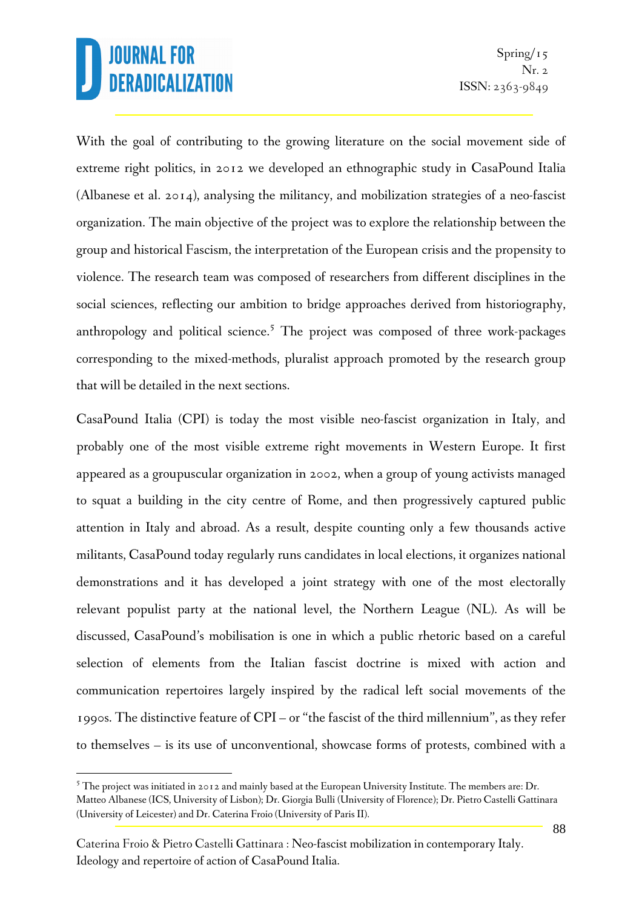With the goal of contributing to the growing literature on the social movement side of extreme right politics, in 2012 we developed an ethnographic study in CasaPound Italia (Albanese et al. 2014), analysing the militancy, and mobilization strategies of a neo-fascist organization. The main objective of the project was to explore the relationship between the group and historical Fascism, the interpretation of the European crisis and the propensity to violence. The research team was composed of researchers from different disciplines in the social sciences, reflecting our ambition to bridge approaches derived from historiography, anthropology and political science.[5] The project was composed of three work-packages corresponding to the mixed-methods, pluralist approach promoted by the research group that will be detailed in the next sections.

CasaPound Italia (CPI) is today the most visible neo-fascist organization in Italy, and probably one of the most visible extreme right movements in Western Europe. It first appeared as a groupuscular organization in 2002, when a group of young activists managed to squat a building in the city centre of Rome, and then progressively captured public attention in Italy and abroad. As a result, despite counting only a few thousands active militants, CasaPound today regularly runs candidates in local elections, it organizes national demonstrations and it has developed a joint strategy with one of the most electorally relevant populist party at the national level, the Northern League (NL). As will be discussed, CasaPound's mobilisation is one in which a public rhetoric based on a careful selection of elements from the Italian fascist doctrine is mixed with action and communication repertoires largely inspired by the radical left social movements of the 1990s. The distinctive feature of CPI – or "the fascist of the third millennium", as they refer to themselves – is its use of unconventional, showcase forms of protests, combined with a

[5] The project was initiated in 2012 and mainly based at the European University Institute. The members are: Dr. Matteo Albanese (ICS, University of Lisbon); Dr. Giorgia Bulli (University of Florence); Dr. Pietro Castelli Gattinara (University of Leicester) and Dr. Caterina Froio (University of Paris II).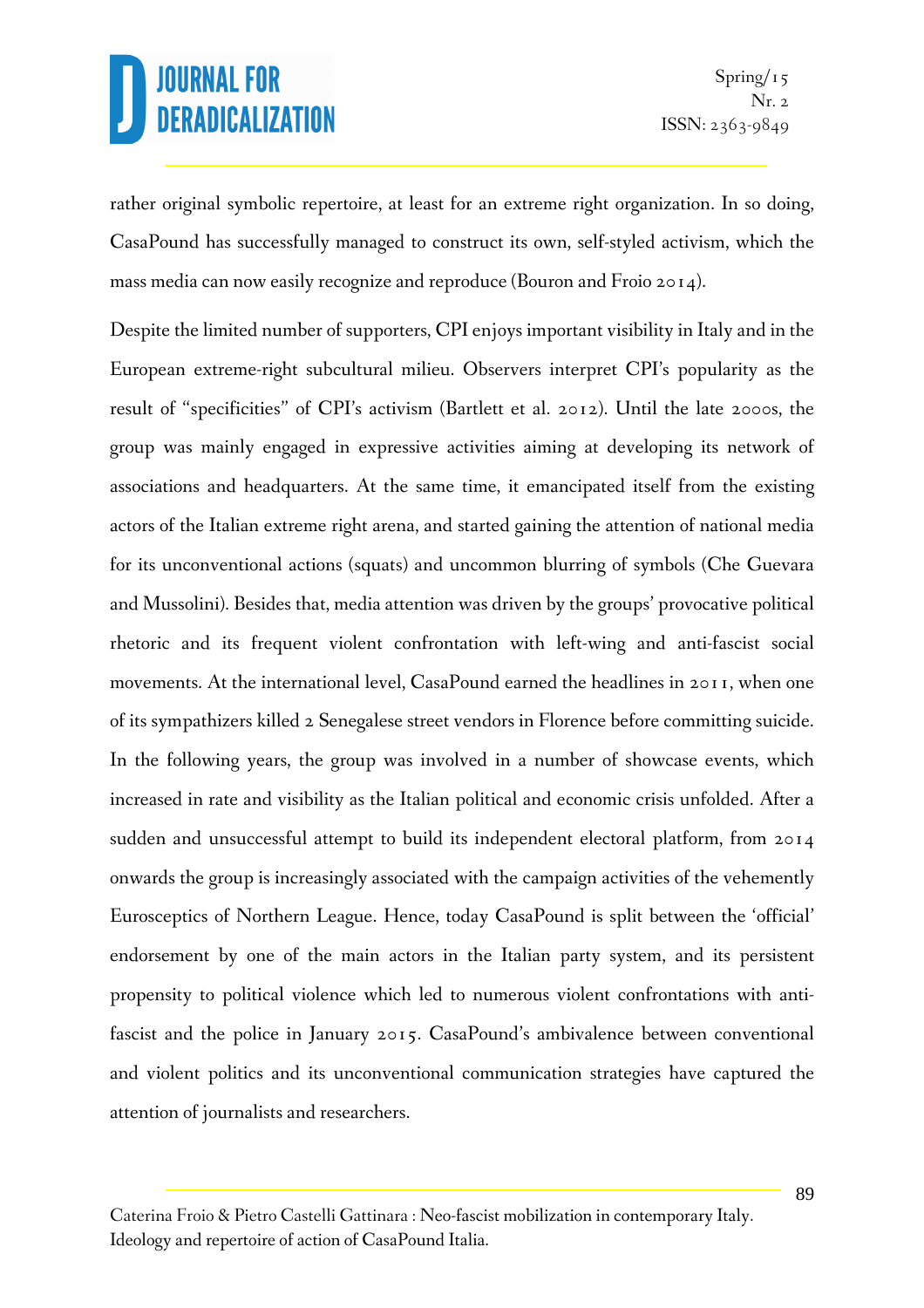rather original symbolic repertoire, at least for an extreme right organization. In so doing, CasaPound has successfully managed to construct its own, self-styled activism, which the mass media can now easily recognize and reproduce (Bouron and Froio 2014).

Despite the limited number of supporters, CPI enjoys important visibility in Italy and in the European extreme-right subcultural milieu. Observers interpret CPI's popularity as the result of "specificities" of CPI's activism (Bartlett et al. 2012). Until the late 2000s, the group was mainly engaged in expressive activities aiming at developing its network of associations and headquarters. At the same time, it emancipated itself from the existing actors of the Italian extreme right arena, and started gaining the attention of national media for its unconventional actions (squats) and uncommon blurring of symbols (Che Guevara and Mussolini). Besides that, media attention was driven by the groups' provocative political rhetoric and its frequent violent confrontation with left-wing and anti-fascist social movements. At the international level, CasaPound earned the headlines in 2011, when one of its sympathizers killed 2 Senegalese street vendors in Florence before committing suicide. In the following years, the group was involved in a number of showcase events, which increased in rate and visibility as the Italian political and economic crisis unfolded. After a sudden and unsuccessful attempt to build its independent electoral platform, from 2014 onwards the group is increasingly associated with the campaign activities of the vehemently Eurosceptics of Northern League. Hence, today CasaPound is split between the 'official' endorsement by one of the main actors in the Italian party system, and its persistent propensity to political violence which led to numerous violent confrontations with anti-fascist and the police in January 2015. CasaPound's ambivalence between conventional and violent politics and its unconventional communication strategies have captured the attention of journalists and researchers.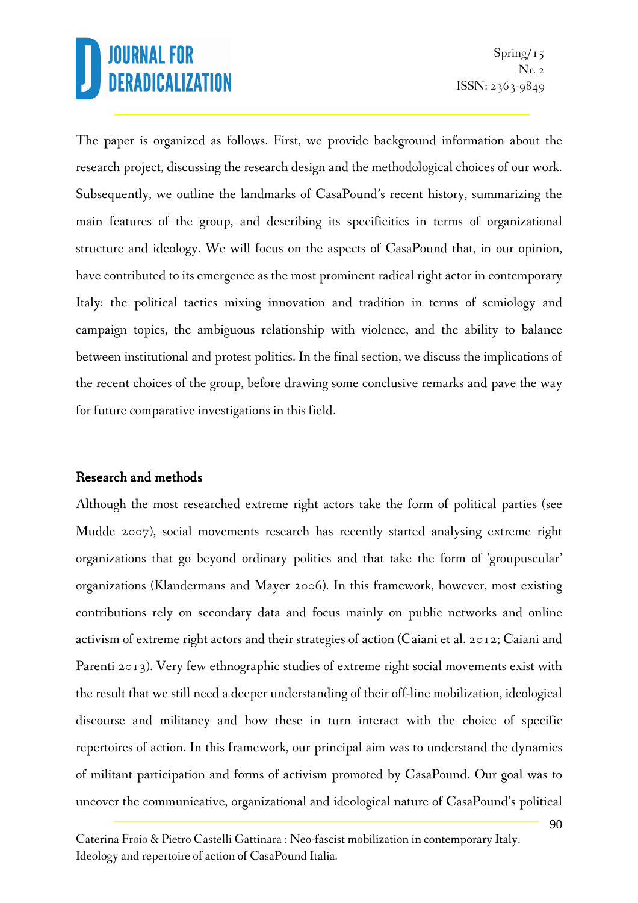The paper is organized as follows. First, we provide background information about the research project, discussing the research design and the methodological choices of our work. Subsequently, we outline the landmarks of CasaPound's recent history, summarizing the main features of the group, and describing its specificities in terms of organizational structure and ideology. We will focus on the aspects of CasaPound that, in our opinion, have contributed to its emergence as the most prominent radical right actor in contemporary Italy: the political tactics mixing innovation and tradition in terms of semiology and campaign topics, the ambiguous relationship with violence, and the ability to balance between institutional and protest politics. In the final section, we discuss the implications of the recent choices of the group, before drawing some conclusive remarks and pave the way for future comparative investigations in this field.

## Research and methods

Although the most researched extreme right actors take the form of political parties (see Mudde 2007), social movements research has recently started analysing extreme right organizations that go beyond ordinary politics and that take the form of 'groupuscular' organizations (Klandermans and Mayer 2006). In this framework, however, most existing contributions rely on secondary data and focus mainly on public networks and online activism of extreme right actors and their strategies of action (Caiani et al. 2012; Caiani and Parenti 2013). Very few ethnographic studies of extreme right social movements exist with the result that we still need a deeper understanding of their off-line mobilization, ideological discourse and militancy and how these in turn interact with the choice of specific repertoires of action. In this framework, our principal aim was to understand the dynamics of militant participation and forms of activism promoted by CasaPound. Our goal was to uncover the communicative, organizational and ideological nature of CasaPound's political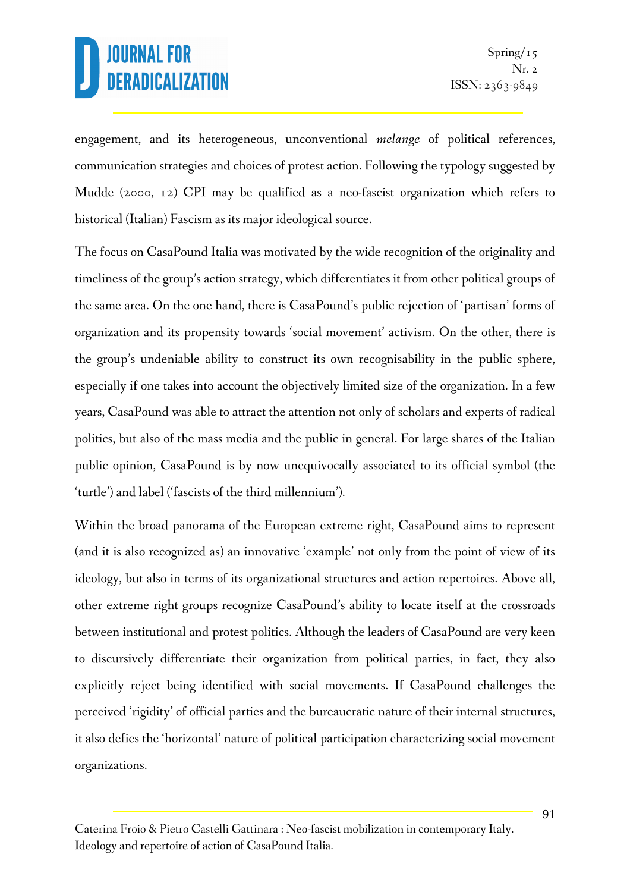engagement, and its heterogeneous, unconventional *melange* of political references, communication strategies and choices of protest action. Following the typology suggested by Mudde (2000, 12) CPI may be qualified as a neo-fascist organization which refers to historical (Italian) Fascism as its major ideological source.

The focus on CasaPound Italia was motivated by the wide recognition of the originality and timeliness of the group's action strategy, which differentiates it from other political groups of the same area. On the one hand, there is CasaPound's public rejection of 'partisan' forms of organization and its propensity towards 'social movement' activism. On the other, there is the group's undeniable ability to construct its own recognisability in the public sphere, especially if one takes into account the objectively limited size of the organization. In a few years, CasaPound was able to attract the attention not only of scholars and experts of radical politics, but also of the mass media and the public in general. For large shares of the Italian public opinion, CasaPound is by now unequivocally associated to its official symbol (the 'turtle') and label ('fascists of the third millennium').

Within the broad panorama of the European extreme right, CasaPound aims to represent (and it is also recognized as) an innovative 'example' not only from the point of view of its ideology, but also in terms of its organizational structures and action repertoires. Above all, other extreme right groups recognize CasaPound's ability to locate itself at the crossroads between institutional and protest politics. Although the leaders of CasaPound are very keen to discursively differentiate their organization from political parties, in fact, they also explicitly reject being identified with social movements. If CasaPound challenges the perceived 'rigidity' of official parties and the bureaucratic nature of their internal structures, it also defies the 'horizontal' nature of political participation characterizing social movement organizations.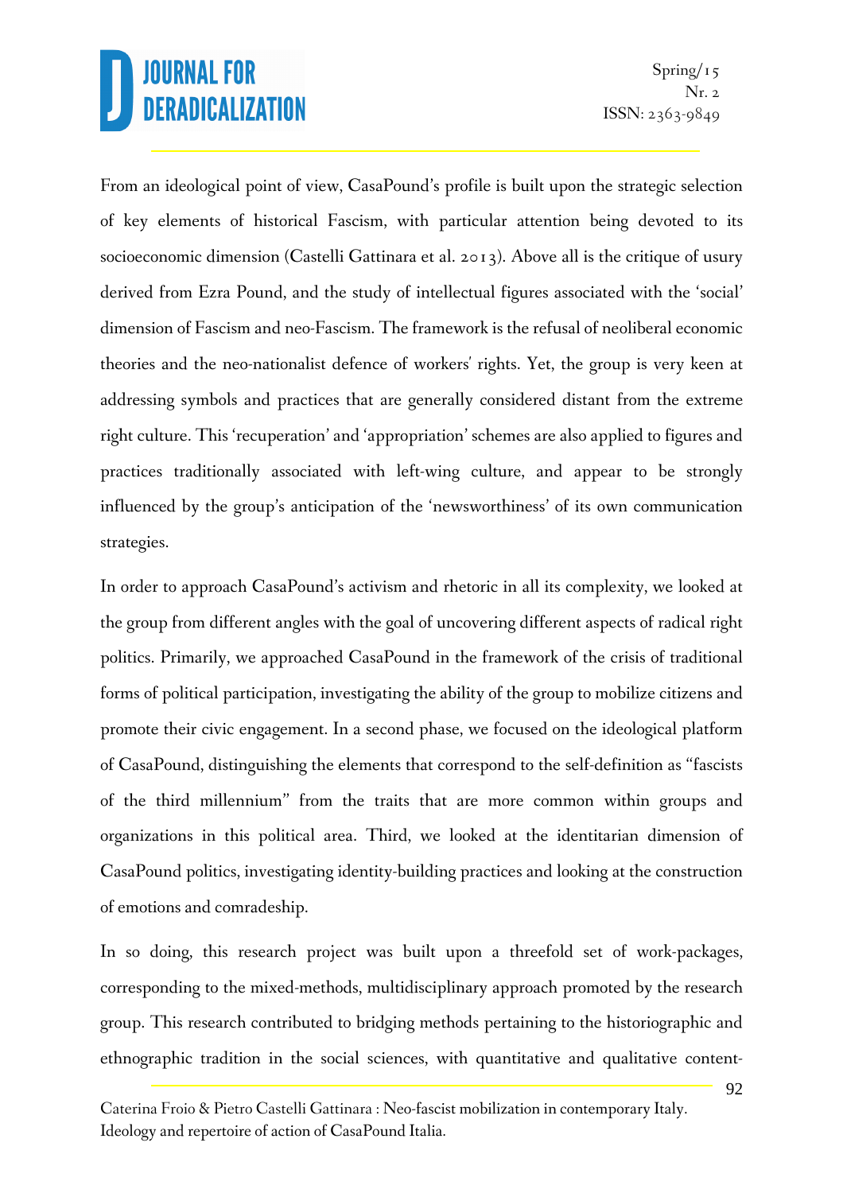From an ideological point of view, CasaPound's profile is built upon the strategic selection of key elements of historical Fascism, with particular attention being devoted to its socioeconomic dimension (Castelli Gattinara et al. 2013). Above all is the critique of usury derived from Ezra Pound, and the study of intellectual figures associated with the 'social' dimension of Fascism and neo-Fascism. The framework is the refusal of neoliberal economic theories and the neo-nationalist defence of workers' rights. Yet, the group is very keen at addressing symbols and practices that are generally considered distant from the extreme right culture. This 'recuperation' and 'appropriation' schemes are also applied to figures and practices traditionally associated with left-wing culture, and appear to be strongly influenced by the group's anticipation of the 'newsworthiness' of its own communication strategies.

In order to approach CasaPound's activism and rhetoric in all its complexity, we looked at the group from different angles with the goal of uncovering different aspects of radical right politics. Primarily, we approached CasaPound in the framework of the crisis of traditional forms of political participation, investigating the ability of the group to mobilize citizens and promote their civic engagement. In a second phase, we focused on the ideological platform of CasaPound, distinguishing the elements that correspond to the self-definition as "fascists of the third millennium" from the traits that are more common within groups and organizations in this political area. Third, we looked at the identitarian dimension of CasaPound politics, investigating identity-building practices and looking at the construction of emotions and comradeship.

In so doing, this research project was built upon a threefold set of work-packages, corresponding to the mixed-methods, multidisciplinary approach promoted by the research group. This research contributed to bridging methods pertaining to the historiographic and ethnographic tradition in the social sciences, with quantitative and qualitative content-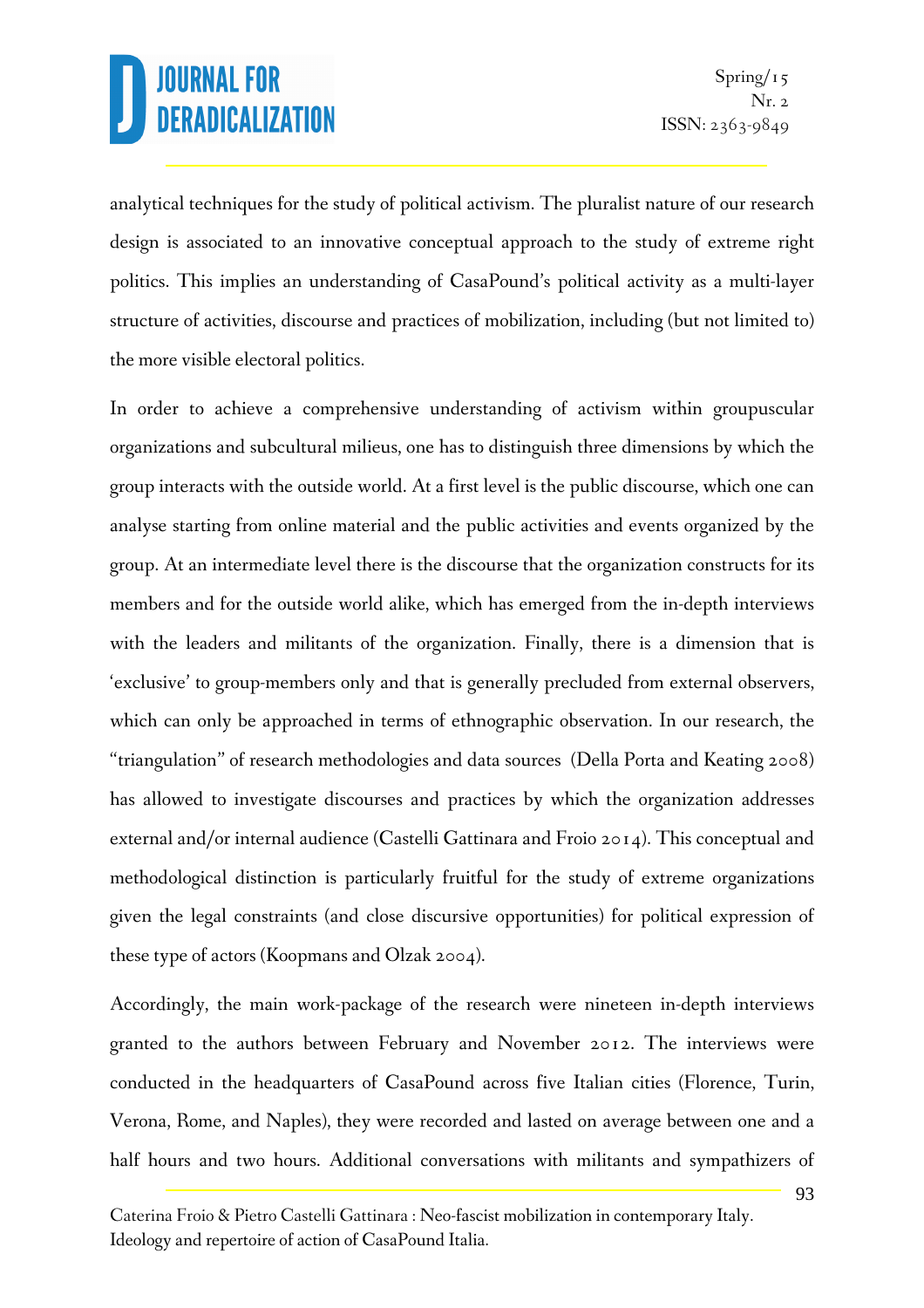analytical techniques for the study of political activism. The pluralist nature of our research design is associated to an innovative conceptual approach to the study of extreme right politics. This implies an understanding of CasaPound's political activity as a multi-layer structure of activities, discourse and practices of mobilization, including (but not limited to) the more visible electoral politics.

In order to achieve a comprehensive understanding of activism within groupuscular organizations and subcultural milieus, one has to distinguish three dimensions by which the group interacts with the outside world. At a first level is the public discourse, which one can analyse starting from online material and the public activities and events organized by the group. At an intermediate level there is the discourse that the organization constructs for its members and for the outside world alike, which has emerged from the in-depth interviews with the leaders and militants of the organization. Finally, there is a dimension that is 'exclusive' to group-members only and that is generally precluded from external observers, which can only be approached in terms of ethnographic observation. In our research, the "triangulation" of research methodologies and data sources (Della Porta and Keating 2008) has allowed to investigate discourses and practices by which the organization addresses external and/or internal audience (Castelli Gattinara and Froio 2014). This conceptual and methodological distinction is particularly fruitful for the study of extreme organizations given the legal constraints (and close discursive opportunities) for political expression of these type of actors (Koopmans and Olzak 2004).

Accordingly, the main work-package of the research were nineteen in-depth interviews granted to the authors between February and November 2012. The interviews were conducted in the headquarters of CasaPound across five Italian cities (Florence, Turin, Verona, Rome, and Naples), they were recorded and lasted on average between one and a half hours and two hours. Additional conversations with militants and sympathizers of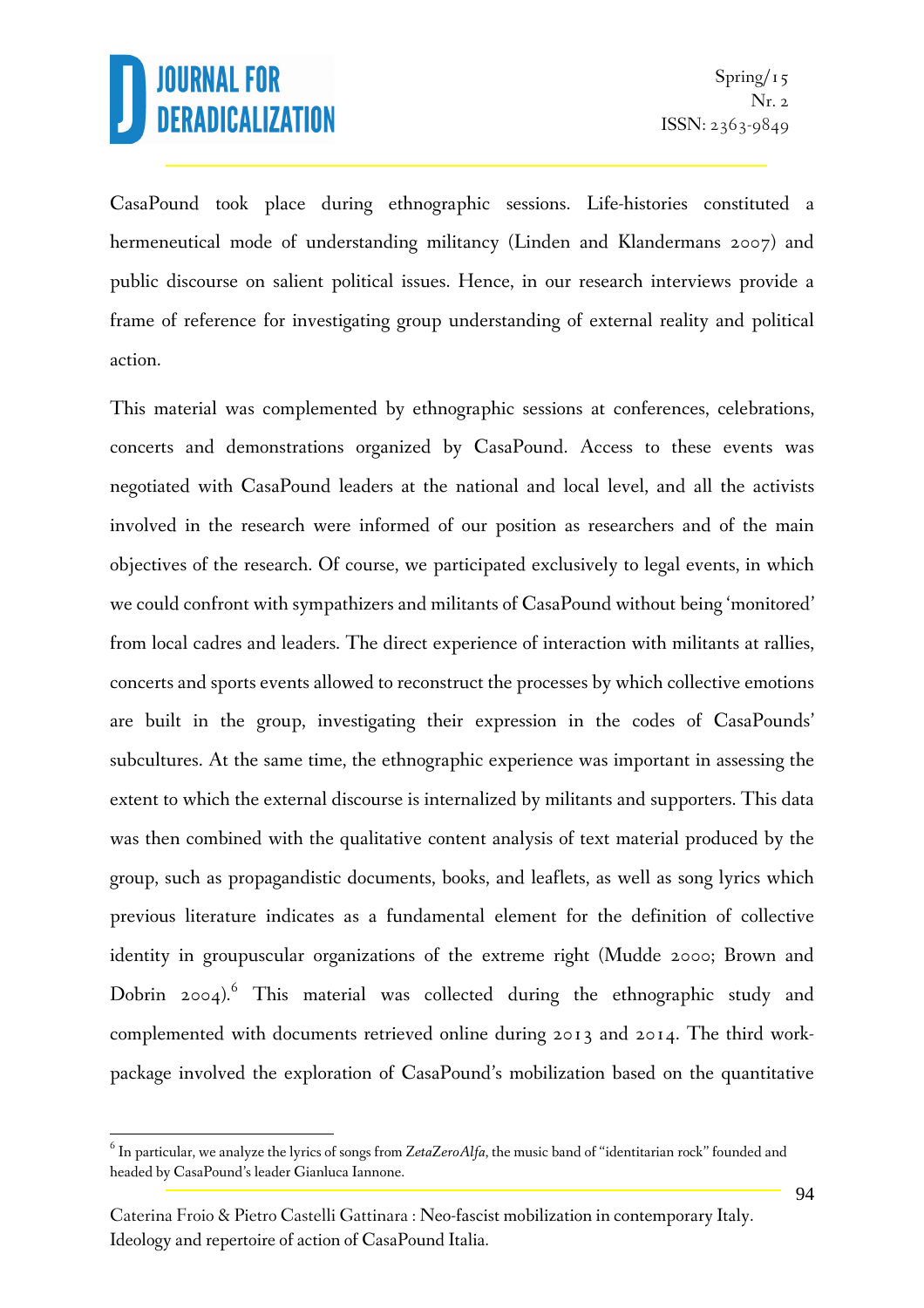CasaPound took place during ethnographic sessions. Life-histories constituted a hermeneutical mode of understanding militancy (Linden and Klandermans 2007) and public discourse on salient political issues. Hence, in our research interviews provide a frame of reference for investigating group understanding of external reality and political action.

This material was complemented by ethnographic sessions at conferences, celebrations, concerts and demonstrations organized by CasaPound. Access to these events was negotiated with CasaPound leaders at the national and local level, and all the activists involved in the research were informed of our position as researchers and of the main objectives of the research. Of course, we participated exclusively to legal events, in which we could confront with sympathizers and militants of CasaPound without being 'monitored' from local cadres and leaders. The direct experience of interaction with militants at rallies, concerts and sports events allowed to reconstruct the processes by which collective emotions are built in the group, investigating their expression in the codes of CasaPounds' subcultures. At the same time, the ethnographic experience was important in assessing the extent to which the external discourse is internalized by militants and supporters. This data was then combined with the qualitative content analysis of text material produced by the group, such as propagandistic documents, books, and leaflets, as well as song lyrics which previous literature indicates as a fundamental element for the definition of collective identity in groupuscular organizations of the extreme right (Mudde 2000; Brown and Dobrin 2004).[6] This material was collected during the ethnographic study and complemented with documents retrieved online during 2013 and 2014. The third work-package involved the exploration of CasaPound's mobilization based on the quantitative

[6] In particular, we analyze the lyrics of songs from *ZetaZeroAlfa*, the music band of "identitarian rock" founded and headed by CasaPound's leader Gianluca Iannone.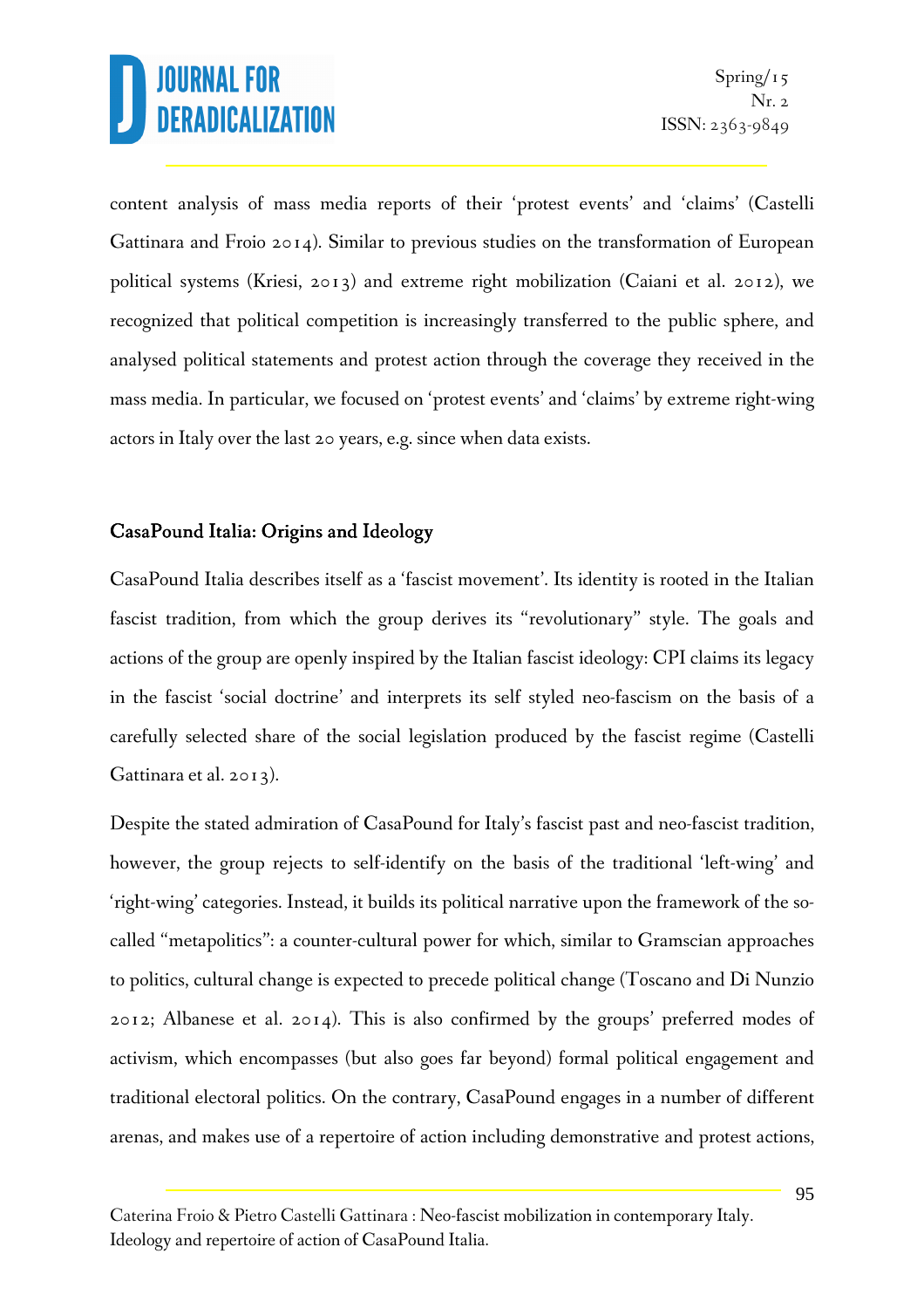content analysis of mass media reports of their 'protest events' and 'claims' (Castelli Gattinara and Froio 2014). Similar to previous studies on the transformation of European political systems (Kriesi, 2013) and extreme right mobilization (Caiani et al. 2012), we recognized that political competition is increasingly transferred to the public sphere, and analysed political statements and protest action through the coverage they received in the mass media. In particular, we focused on 'protest events' and 'claims' by extreme right-wing actors in Italy over the last 20 years, e.g. since when data exists.

## CasaPound Italia: Origins and Ideology

CasaPound Italia describes itself as a 'fascist movement'. Its identity is rooted in the Italian fascist tradition, from which the group derives its "revolutionary" style. The goals and actions of the group are openly inspired by the Italian fascist ideology: CPI claims its legacy in the fascist 'social doctrine' and interprets its self styled neo-fascism on the basis of a carefully selected share of the social legislation produced by the fascist regime (Castelli Gattinara et al. 2013).

Despite the stated admiration of CasaPound for Italy's fascist past and neo-fascist tradition, however, the group rejects to self-identify on the basis of the traditional 'left-wing' and 'right-wing' categories. Instead, it builds its political narrative upon the framework of the so-called "metapolitics": a counter-cultural power for which, similar to Gramscian approaches to politics, cultural change is expected to precede political change (Toscano and Di Nunzio 2012; Albanese et al. 2014). This is also confirmed by the groups' preferred modes of activism, which encompasses (but also goes far beyond) formal political engagement and traditional electoral politics. On the contrary, CasaPound engages in a number of different arenas, and makes use of a repertoire of action including demonstrative and protest actions,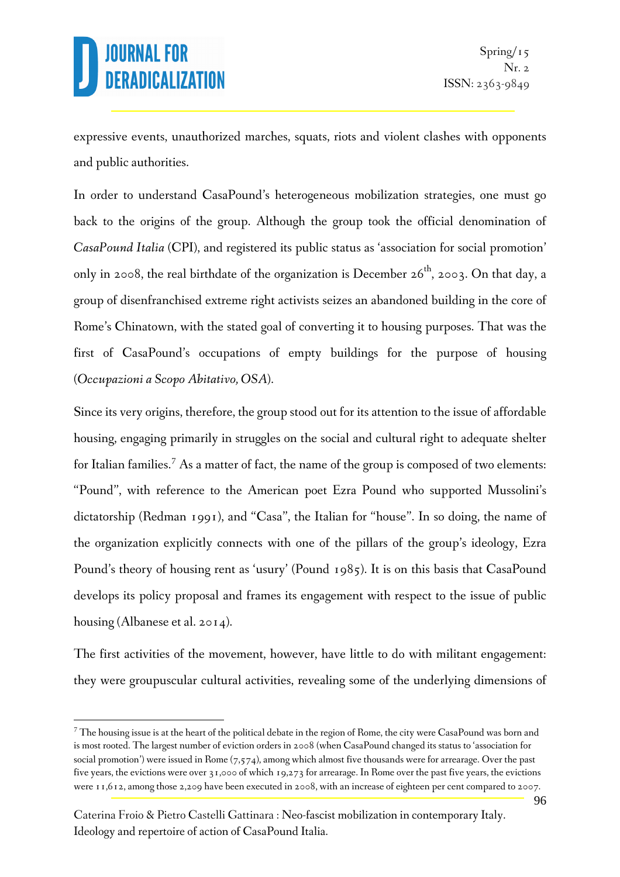expressive events, unauthorized marches, squats, riots and violent clashes with opponents and public authorities.

In order to understand CasaPound's heterogeneous mobilization strategies, one must go back to the origins of the group. Although the group took the official denomination of *CasaPound Italia* (CPI), and registered its public status as 'association for social promotion' only in 2008, the real birthdate of the organization is December 26th, 2003. On that day, a group of disenfranchised extreme right activists seizes an abandoned building in the core of Rome's Chinatown, with the stated goal of converting it to housing purposes. That was the first of CasaPound's occupations of empty buildings for the purpose of housing (*Occupazioni a Scopo Abitativo, OSA*).

Since its very origins, therefore, the group stood out for its attention to the issue of affordable housing, engaging primarily in struggles on the social and cultural right to adequate shelter for Italian families.[7] As a matter of fact, the name of the group is composed of two elements: "Pound", with reference to the American poet Ezra Pound who supported Mussolini's dictatorship (Redman 1991), and "Casa", the Italian for "house". In so doing, the name of the organization explicitly connects with one of the pillars of the group's ideology, Ezra Pound's theory of housing rent as 'usury' (Pound 1985). It is on this basis that CasaPound develops its policy proposal and frames its engagement with respect to the issue of public housing (Albanese et al. 2014).

The first activities of the movement, however, have little to do with militant engagement: they were groupuscular cultural activities, revealing some of the underlying dimensions of

[7] The housing issue is at the heart of the political debate in the region of Rome, the city were CasaPound was born and is most rooted. The largest number of eviction orders in 2008 (when CasaPound changed its status to 'association for social promotion') were issued in Rome (7,574), among which almost five thousands were for arrearage. Over the past five years, the evictions were over 31,000 of which 19,273 for arrearage. In Rome over the past five years, the evictions were 11,612, among those 2,209 have been executed in 2008, with an increase of eighteen per cent compared to 2007.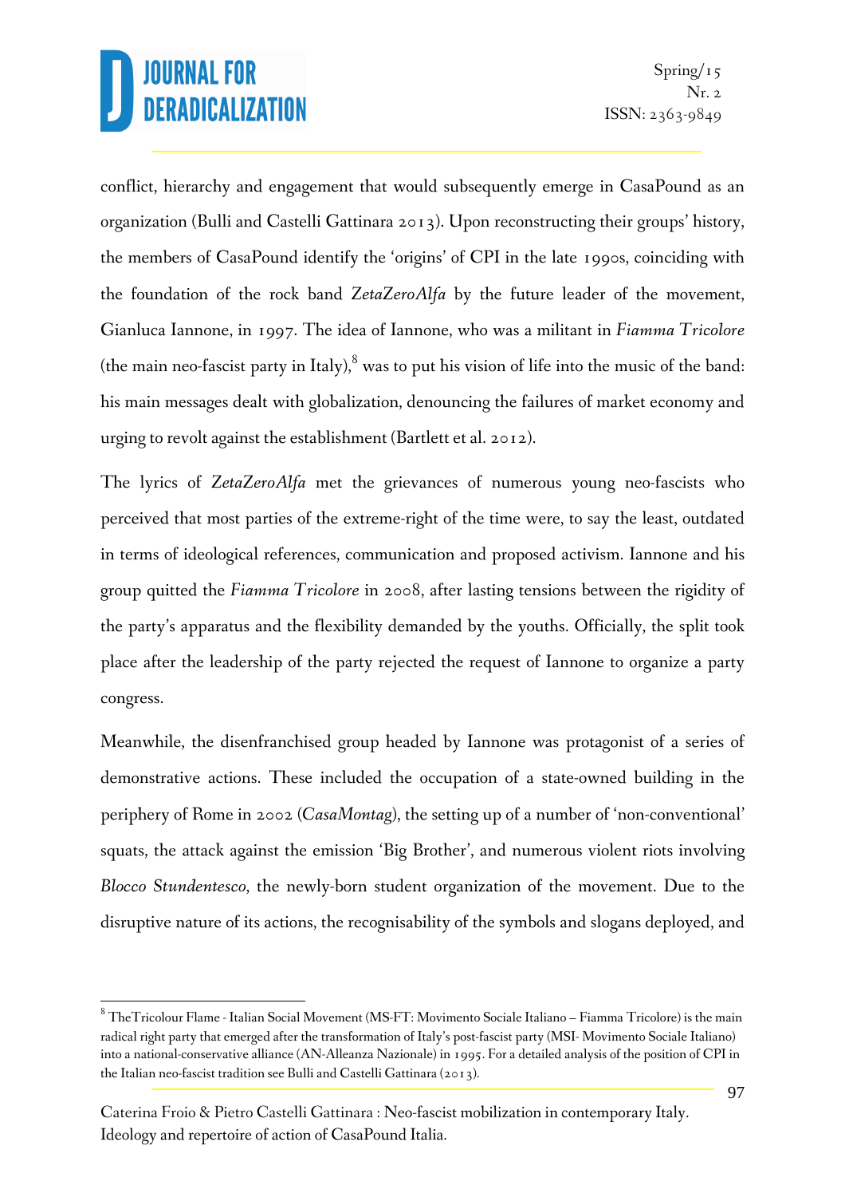conflict, hierarchy and engagement that would subsequently emerge in CasaPound as an organization (Bulli and Castelli Gattinara 2013). Upon reconstructing their groups' history, the members of CasaPound identify the 'origins' of CPI in the late 1990s, coinciding with the foundation of the rock band *ZetaZeroAlfa* by the future leader of the movement, Gianluca Iannone, in 1997. The idea of Iannone, who was a militant in *Fiamma Tricolore* (the main neo-fascist party in Italy),[8] was to put his vision of life into the music of the band: his main messages dealt with globalization, denouncing the failures of market economy and urging to revolt against the establishment (Bartlett et al. 2012).

The lyrics of *ZetaZeroAlfa* met the grievances of numerous young neo-fascists who perceived that most parties of the extreme-right of the time were, to say the least, outdated in terms of ideological references, communication and proposed activism. Iannone and his group quitted the *Fiamma Tricolore* in 2008, after lasting tensions between the rigidity of the party's apparatus and the flexibility demanded by the youths. Officially, the split took place after the leadership of the party rejected the request of Iannone to organize a party congress.

Meanwhile, the disenfranchised group headed by Iannone was protagonist of a series of demonstrative actions. These included the occupation of a state-owned building in the periphery of Rome in 2002 (*CasaMontag*), the setting up of a number of 'non-conventional' squats, the attack against the emission 'Big Brother', and numerous violent riots involving *Blocco Stundentesco*, the newly-born student organization of the movement. Due to the disruptive nature of its actions, the recognisability of the symbols and slogans deployed, and

---

[8] TheTricolour Flame - Italian Social Movement (MS-FT: Movimento Sociale Italiano – Fiamma Tricolore) is the main radical right party that emerged after the transformation of Italy's post-fascist party (MSI- Movimento Sociale Italiano) into a national-conservative alliance (AN-Alleanza Nazionale) in 1995. For a detailed analysis of the position of CPI in the Italian neo-fascist tradition see Bulli and Castelli Gattinara (2013).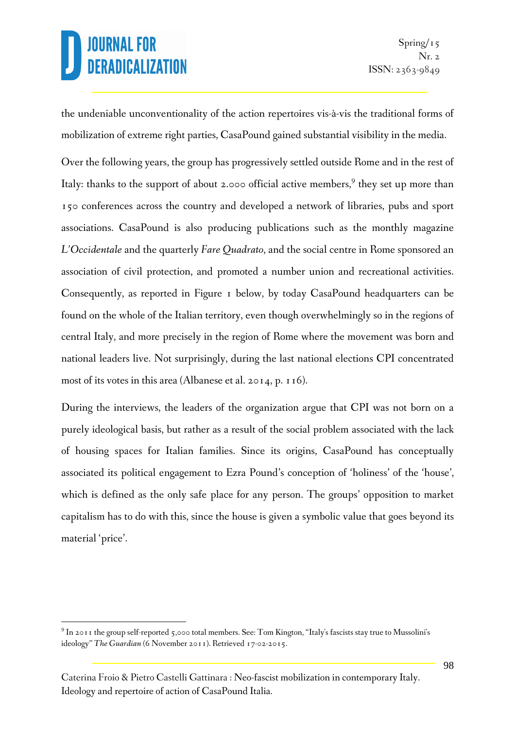the undeniable unconventionality of the action repertoires vis-à-vis the traditional forms of mobilization of extreme right parties, CasaPound gained substantial visibility in the media.

Over the following years, the group has progressively settled outside Rome and in the rest of Italy: thanks to the support of about 2.000 official active members,[9] they set up more than 150 conferences across the country and developed a network of libraries, pubs and sport associations. CasaPound is also producing publications such as the monthly magazine *L'Occidentale* and the quarterly *Fare Quadrato*, and the social centre in Rome sponsored an association of civil protection, and promoted a number union and recreational activities. Consequently, as reported in Figure 1 below, by today CasaPound headquarters can be found on the whole of the Italian territory, even though overwhelmingly so in the regions of central Italy, and more precisely in the region of Rome where the movement was born and national leaders live. Not surprisingly, during the last national elections CPI concentrated most of its votes in this area (Albanese et al. 2014, p. 116).

During the interviews, the leaders of the organization argue that CPI was not born on a purely ideological basis, but rather as a result of the social problem associated with the lack of housing spaces for Italian families. Since its origins, CasaPound has conceptually associated its political engagement to Ezra Pound's conception of 'holiness' of the 'house', which is defined as the only safe place for any person. The groups' opposition to market capitalism has to do with this, since the house is given a symbolic value that goes beyond its material 'price'.

[9] In 2011 the group self-reported 5,000 total members. See: Tom Kington, "Italy's fascists stay true to Mussolini's ideology" *The Guardian* (6 November 2011). Retrieved 17-02-2015.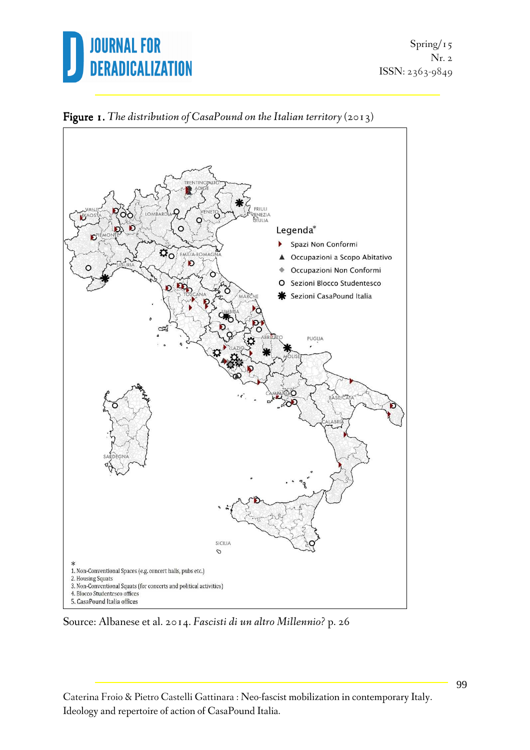**Figure 1.** *The distribution of CasaPound on the Italian territory* (2013)

Legenda*

- Spazi Non Conformi
- Occupazioni a Scopo Abitativo
- Occupazioni Non Conformi
- Sezioni Blocco Studentesco
- Sezioni CasaPound Italia

\*
1. Non-Conventional Spaces (e.g. concert halls, pubs etc.)
2. Housing Squats
3. Non-Conventional Squats (for concerts and political activities)
4. Blocco Studentesco offices
5. CasaPound Italia offices

Source: Albanese et al. 2014. *Fascisti di un altro Millennio?* p. 26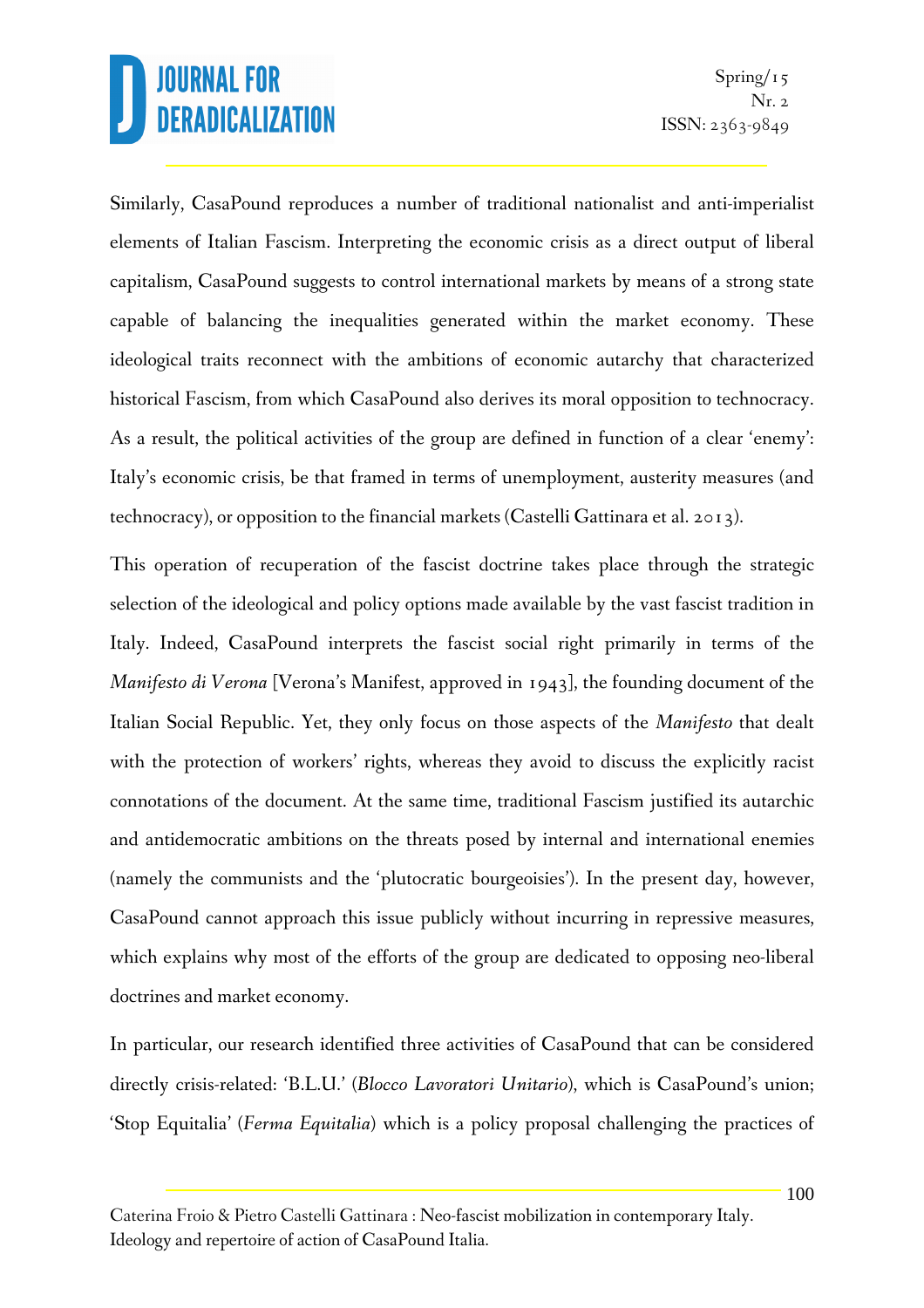Similarly, CasaPound reproduces a number of traditional nationalist and anti-imperialist elements of Italian Fascism. Interpreting the economic crisis as a direct output of liberal capitalism, CasaPound suggests to control international markets by means of a strong state capable of balancing the inequalities generated within the market economy. These ideological traits reconnect with the ambitions of economic autarchy that characterized historical Fascism, from which CasaPound also derives its moral opposition to technocracy. As a result, the political activities of the group are defined in function of a clear 'enemy': Italy's economic crisis, be that framed in terms of unemployment, austerity measures (and technocracy), or opposition to the financial markets (Castelli Gattinara et al. 2013).

This operation of recuperation of the fascist doctrine takes place through the strategic selection of the ideological and policy options made available by the vast fascist tradition in Italy. Indeed, CasaPound interprets the fascist social right primarily in terms of the *Manifesto di Verona* [Verona's Manifest, approved in 1943], the founding document of the Italian Social Republic. Yet, they only focus on those aspects of the *Manifesto* that dealt with the protection of workers' rights, whereas they avoid to discuss the explicitly racist connotations of the document. At the same time, traditional Fascism justified its autarchic and antidemocratic ambitions on the threats posed by internal and international enemies (namely the communists and the 'plutocratic bourgeoisies'). In the present day, however, CasaPound cannot approach this issue publicly without incurring in repressive measures, which explains why most of the efforts of the group are dedicated to opposing neo-liberal doctrines and market economy.

In particular, our research identified three activities of CasaPound that can be considered directly crisis-related: 'B.L.U.' (*Blocco Lavoratori Unitario*), which is CasaPound's union; 'Stop Equitalia' (*Ferma Equitalia*) which is a policy proposal challenging the practices of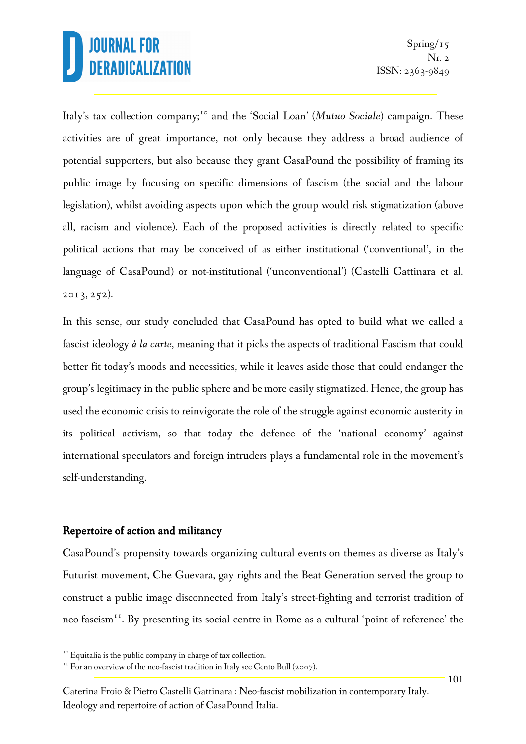Italy's tax collection company;[10] and the 'Social Loan' (*Mutuo Sociale*) campaign. These activities are of great importance, not only because they address a broad audience of potential supporters, but also because they grant CasaPound the possibility of framing its public image by focusing on specific dimensions of fascism (the social and the labour legislation), whilst avoiding aspects upon which the group would risk stigmatization (above all, racism and violence). Each of the proposed activities is directly related to specific political actions that may be conceived of as either institutional ('conventional', in the language of CasaPound) or not-institutional ('unconventional') (Castelli Gattinara et al. 2013, 252).

In this sense, our study concluded that CasaPound has opted to build what we called a fascist ideology *à la carte*, meaning that it picks the aspects of traditional Fascism that could better fit today's moods and necessities, while it leaves aside those that could endanger the group's legitimacy in the public sphere and be more easily stigmatized. Hence, the group has used the economic crisis to reinvigorate the role of the struggle against economic austerity in its political activism, so that today the defence of the 'national economy' against international speculators and foreign intruders plays a fundamental role in the movement's self-understanding.

## Repertoire of action and militancy

CasaPound's propensity towards organizing cultural events on themes as diverse as Italy's Futurist movement, Che Guevara, gay rights and the Beat Generation served the group to construct a public image disconnected from Italy's street-fighting and terrorist tradition of neo-fascism[11]. By presenting its social centre in Rome as a cultural 'point of reference' the

---

[10] Equitalia is the public company in charge of tax collection.

[11] For an overview of the neo-fascist tradition in Italy see Cento Bull (2007).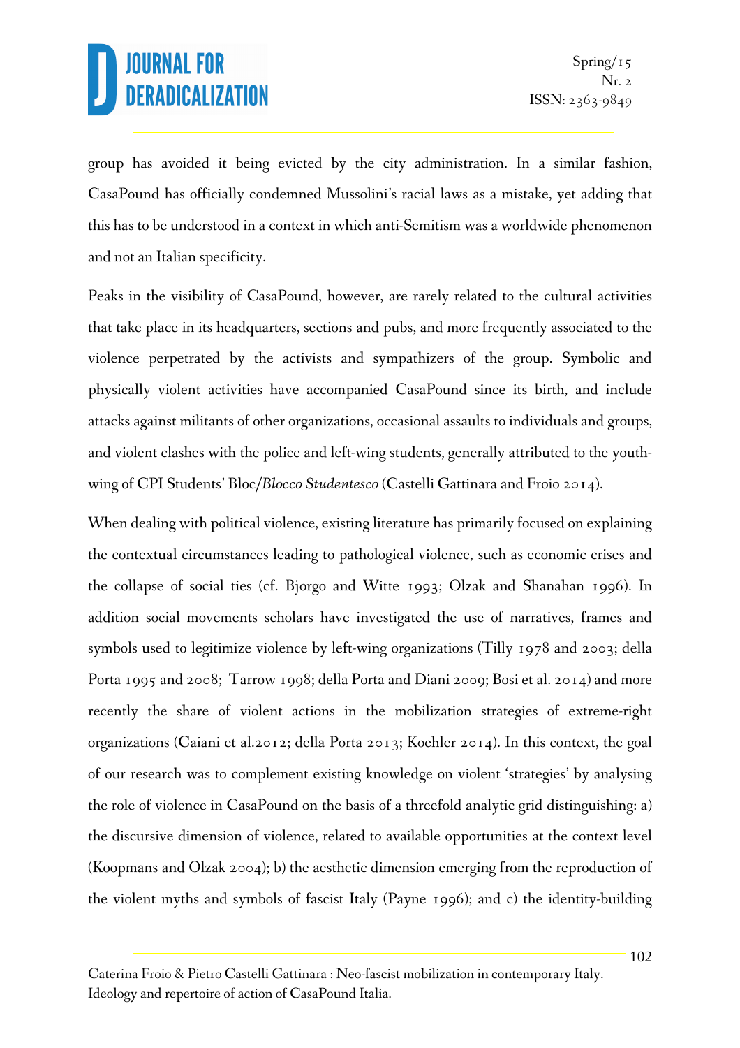group has avoided it being evicted by the city administration. In a similar fashion, CasaPound has officially condemned Mussolini's racial laws as a mistake, yet adding that this has to be understood in a context in which anti-Semitism was a worldwide phenomenon and not an Italian specificity.

Peaks in the visibility of CasaPound, however, are rarely related to the cultural activities that take place in its headquarters, sections and pubs, and more frequently associated to the violence perpetrated by the activists and sympathizers of the group. Symbolic and physically violent activities have accompanied CasaPound since its birth, and include attacks against militants of other organizations, occasional assaults to individuals and groups, and violent clashes with the police and left-wing students, generally attributed to the youth-wing of CPI Students' Bloc/*Blocco Studentesco* (Castelli Gattinara and Froio 2014).

When dealing with political violence, existing literature has primarily focused on explaining the contextual circumstances leading to pathological violence, such as economic crises and the collapse of social ties (cf. Bjorgo and Witte 1993; Olzak and Shanahan 1996). In addition social movements scholars have investigated the use of narratives, frames and symbols used to legitimize violence by left-wing organizations (Tilly 1978 and 2003; della Porta 1995 and 2008; Tarrow 1998; della Porta and Diani 2009; Bosi et al. 2014) and more recently the share of violent actions in the mobilization strategies of extreme-right organizations (Caiani et al.2012; della Porta 2013; Koehler 2014). In this context, the goal of our research was to complement existing knowledge on violent 'strategies' by analysing the role of violence in CasaPound on the basis of a threefold analytic grid distinguishing: a) the discursive dimension of violence, related to available opportunities at the context level (Koopmans and Olzak 2004); b) the aesthetic dimension emerging from the reproduction of the violent myths and symbols of fascist Italy (Payne 1996); and c) the identity-building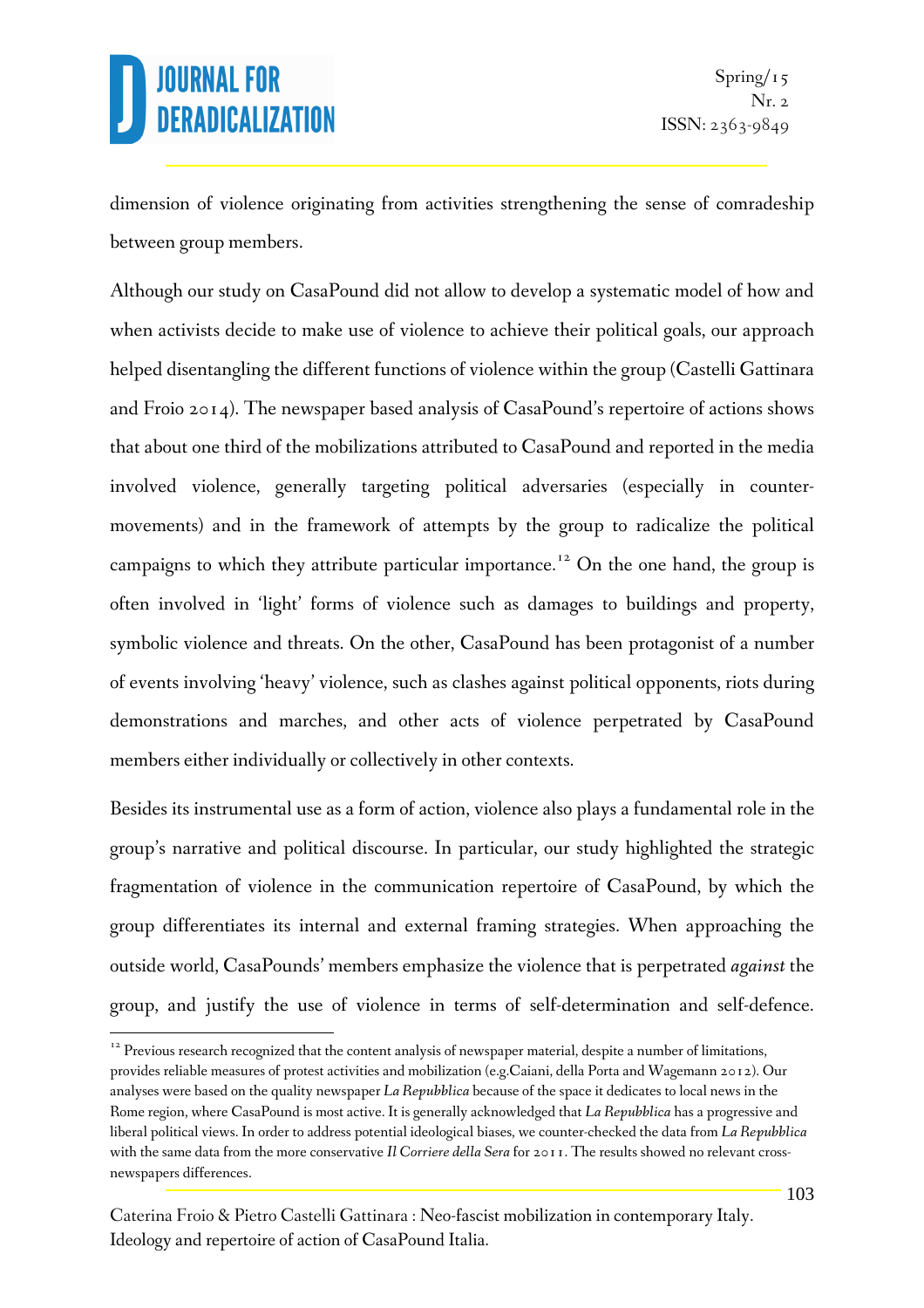dimension of violence originating from activities strengthening the sense of comradeship between group members.

Although our study on CasaPound did not allow to develop a systematic model of how and when activists decide to make use of violence to achieve their political goals, our approach helped disentangling the different functions of violence within the group (Castelli Gattinara and Froio 2014). The newspaper based analysis of CasaPound's repertoire of actions shows that about one third of the mobilizations attributed to CasaPound and reported in the media involved violence, generally targeting political adversaries (especially in counter-movements) and in the framework of attempts by the group to radicalize the political campaigns to which they attribute particular importance.[12] On the one hand, the group is often involved in 'light' forms of violence such as damages to buildings and property, symbolic violence and threats. On the other, CasaPound has been protagonist of a number of events involving 'heavy' violence, such as clashes against political opponents, riots during demonstrations and marches, and other acts of violence perpetrated by CasaPound members either individually or collectively in other contexts.

Besides its instrumental use as a form of action, violence also plays a fundamental role in the group's narrative and political discourse. In particular, our study highlighted the strategic fragmentation of violence in the communication repertoire of CasaPound, by which the group differentiates its internal and external framing strategies. When approaching the outside world, CasaPounds' members emphasize the violence that is perpetrated *against* the group, and justify the use of violence in terms of self-determination and self-defence.

[12] Previous research recognized that the content analysis of newspaper material, despite a number of limitations, provides reliable measures of protest activities and mobilization (e.g.Caiani, della Porta and Wagemann 2012). Our analyses were based on the quality newspaper *La Repubblica* because of the space it dedicates to local news in the Rome region, where CasaPound is most active. It is generally acknowledged that *La Repubblica* has a progressive and liberal political views. In order to address potential ideological biases, we counter-checked the data from *La Repubblica* with the same data from the more conservative *Il Corriere della Sera* for 2011. The results showed no relevant cross-newspapers differences.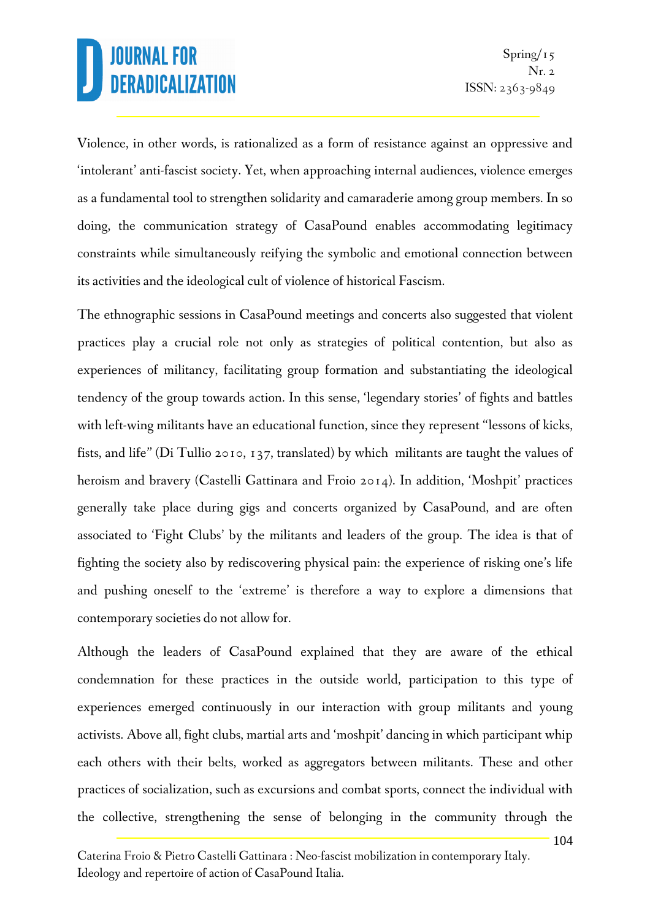Violence, in other words, is rationalized as a form of resistance against an oppressive and 'intolerant' anti-fascist society. Yet, when approaching internal audiences, violence emerges as a fundamental tool to strengthen solidarity and camaraderie among group members. In so doing, the communication strategy of CasaPound enables accommodating legitimacy constraints while simultaneously reifying the symbolic and emotional connection between its activities and the ideological cult of violence of historical Fascism.

The ethnographic sessions in CasaPound meetings and concerts also suggested that violent practices play a crucial role not only as strategies of political contention, but also as experiences of militancy, facilitating group formation and substantiating the ideological tendency of the group towards action. In this sense, 'legendary stories' of fights and battles with left-wing militants have an educational function, since they represent "lessons of kicks, fists, and life" (Di Tullio 2010, 137, translated) by which militants are taught the values of heroism and bravery (Castelli Gattinara and Froio 2014). In addition, 'Moshpit' practices generally take place during gigs and concerts organized by CasaPound, and are often associated to 'Fight Clubs' by the militants and leaders of the group. The idea is that of fighting the society also by rediscovering physical pain: the experience of risking one's life and pushing oneself to the 'extreme' is therefore a way to explore a dimensions that contemporary societies do not allow for.

Although the leaders of CasaPound explained that they are aware of the ethical condemnation for these practices in the outside world, participation to this type of experiences emerged continuously in our interaction with group militants and young activists. Above all, fight clubs, martial arts and 'moshpit' dancing in which participant whip each others with their belts, worked as aggregators between militants. These and other practices of socialization, such as excursions and combat sports, connect the individual with the collective, strengthening the sense of belonging in the community through the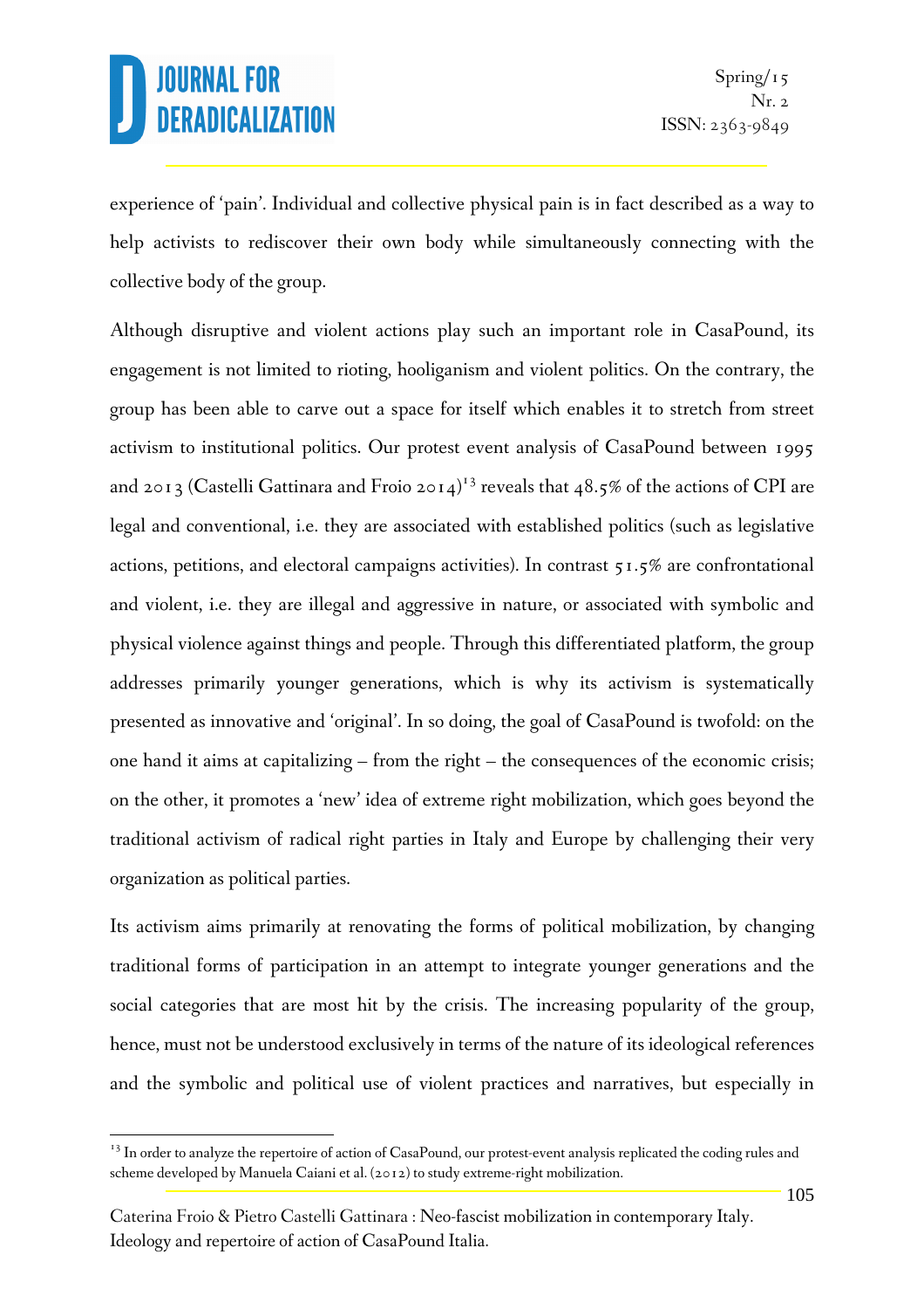experience of 'pain'. Individual and collective physical pain is in fact described as a way to help activists to rediscover their own body while simultaneously connecting with the collective body of the group.

Although disruptive and violent actions play such an important role in CasaPound, its engagement is not limited to rioting, hooliganism and violent politics. On the contrary, the group has been able to carve out a space for itself which enables it to stretch from street activism to institutional politics. Our protest event analysis of CasaPound between 1995 and 2013 (Castelli Gattinara and Froio 2014)[13] reveals that 48.5% of the actions of CPI are legal and conventional, i.e. they are associated with established politics (such as legislative actions, petitions, and electoral campaigns activities). In contrast 51.5% are confrontational and violent, i.e. they are illegal and aggressive in nature, or associated with symbolic and physical violence against things and people. Through this differentiated platform, the group addresses primarily younger generations, which is why its activism is systematically presented as innovative and 'original'. In so doing, the goal of CasaPound is twofold: on the one hand it aims at capitalizing – from the right – the consequences of the economic crisis; on the other, it promotes a 'new' idea of extreme right mobilization, which goes beyond the traditional activism of radical right parties in Italy and Europe by challenging their very organization as political parties.

Its activism aims primarily at renovating the forms of political mobilization, by changing traditional forms of participation in an attempt to integrate younger generations and the social categories that are most hit by the crisis. The increasing popularity of the group, hence, must not be understood exclusively in terms of the nature of its ideological references and the symbolic and political use of violent practices and narratives, but especially in

[13] In order to analyze the repertoire of action of CasaPound, our protest-event analysis replicated the coding rules and scheme developed by Manuela Caiani et al. (2012) to study extreme-right mobilization.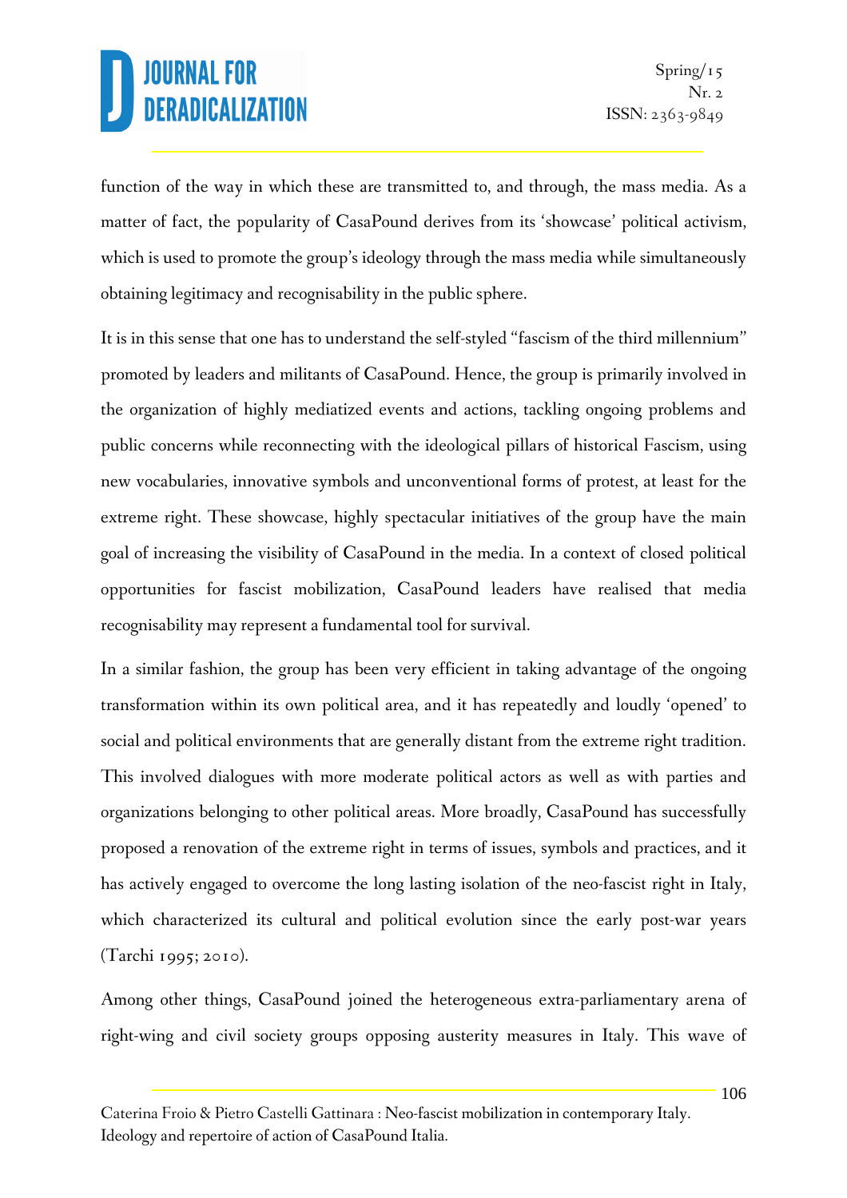function of the way in which these are transmitted to, and through, the mass media. As a matter of fact, the popularity of CasaPound derives from its 'showcase' political activism, which is used to promote the group's ideology through the mass media while simultaneously obtaining legitimacy and recognisability in the public sphere.

It is in this sense that one has to understand the self-styled "fascism of the third millennium" promoted by leaders and militants of CasaPound. Hence, the group is primarily involved in the organization of highly mediatized events and actions, tackling ongoing problems and public concerns while reconnecting with the ideological pillars of historical Fascism, using new vocabularies, innovative symbols and unconventional forms of protest, at least for the extreme right. These showcase, highly spectacular initiatives of the group have the main goal of increasing the visibility of CasaPound in the media. In a context of closed political opportunities for fascist mobilization, CasaPound leaders have realised that media recognisability may represent a fundamental tool for survival.

In a similar fashion, the group has been very efficient in taking advantage of the ongoing transformation within its own political area, and it has repeatedly and loudly 'opened' to social and political environments that are generally distant from the extreme right tradition. This involved dialogues with more moderate political actors as well as with parties and organizations belonging to other political areas. More broadly, CasaPound has successfully proposed a renovation of the extreme right in terms of issues, symbols and practices, and it has actively engaged to overcome the long lasting isolation of the neo-fascist right in Italy, which characterized its cultural and political evolution since the early post-war years (Tarchi 1995; 2010).

Among other things, CasaPound joined the heterogeneous extra-parliamentary arena of right-wing and civil society groups opposing austerity measures in Italy. This wave of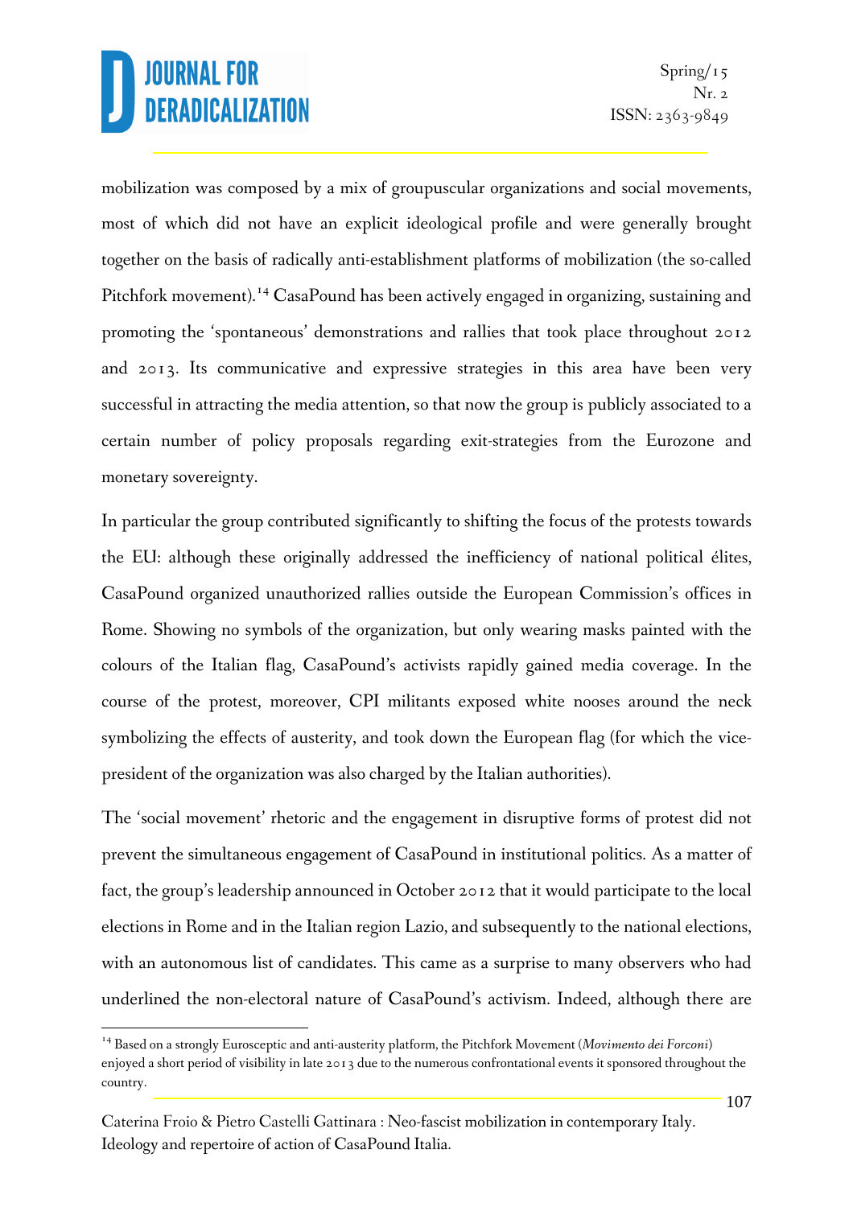mobilization was composed by a mix of groupuscular organizations and social movements, most of which did not have an explicit ideological profile and were generally brought together on the basis of radically anti-establishment platforms of mobilization (the so-called Pitchfork movement).[14] CasaPound has been actively engaged in organizing, sustaining and promoting the 'spontaneous' demonstrations and rallies that took place throughout 2012 and 2013. Its communicative and expressive strategies in this area have been very successful in attracting the media attention, so that now the group is publicly associated to a certain number of policy proposals regarding exit-strategies from the Eurozone and monetary sovereignty.

In particular the group contributed significantly to shifting the focus of the protests towards the EU: although these originally addressed the inefficiency of national political élites, CasaPound organized unauthorized rallies outside the European Commission's offices in Rome. Showing no symbols of the organization, but only wearing masks painted with the colours of the Italian flag, CasaPound's activists rapidly gained media coverage. In the course of the protest, moreover, CPI militants exposed white nooses around the neck symbolizing the effects of austerity, and took down the European flag (for which the vice-president of the organization was also charged by the Italian authorities).

The 'social movement' rhetoric and the engagement in disruptive forms of protest did not prevent the simultaneous engagement of CasaPound in institutional politics. As a matter of fact, the group's leadership announced in October 2012 that it would participate to the local elections in Rome and in the Italian region Lazio, and subsequently to the national elections, with an autonomous list of candidates. This came as a surprise to many observers who had underlined the non-electoral nature of CasaPound's activism. Indeed, although there are

---

[14] Based on a strongly Eurosceptic and anti-austerity platform, the Pitchfork Movement (*Movimento dei Forconi*) enjoyed a short period of visibility in late 2013 due to the numerous confrontational events it sponsored throughout the country.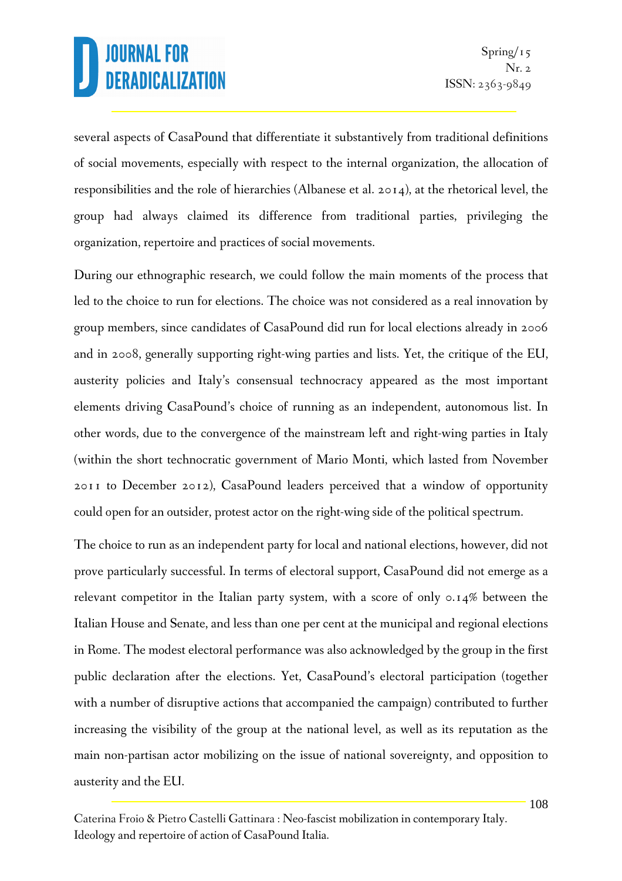several aspects of CasaPound that differentiate it substantively from traditional definitions of social movements, especially with respect to the internal organization, the allocation of responsibilities and the role of hierarchies (Albanese et al. 2014), at the rhetorical level, the group had always claimed its difference from traditional parties, privileging the organization, repertoire and practices of social movements.

During our ethnographic research, we could follow the main moments of the process that led to the choice to run for elections. The choice was not considered as a real innovation by group members, since candidates of CasaPound did run for local elections already in 2006 and in 2008, generally supporting right-wing parties and lists. Yet, the critique of the EU, austerity policies and Italy's consensual technocracy appeared as the most important elements driving CasaPound's choice of running as an independent, autonomous list. In other words, due to the convergence of the mainstream left and right-wing parties in Italy (within the short technocratic government of Mario Monti, which lasted from November 2011 to December 2012), CasaPound leaders perceived that a window of opportunity could open for an outsider, protest actor on the right-wing side of the political spectrum.

The choice to run as an independent party for local and national elections, however, did not prove particularly successful. In terms of electoral support, CasaPound did not emerge as a relevant competitor in the Italian party system, with a score of only 0.14% between the Italian House and Senate, and less than one per cent at the municipal and regional elections in Rome. The modest electoral performance was also acknowledged by the group in the first public declaration after the elections. Yet, CasaPound's electoral participation (together with a number of disruptive actions that accompanied the campaign) contributed to further increasing the visibility of the group at the national level, as well as its reputation as the main non-partisan actor mobilizing on the issue of national sovereignty, and opposition to austerity and the EU.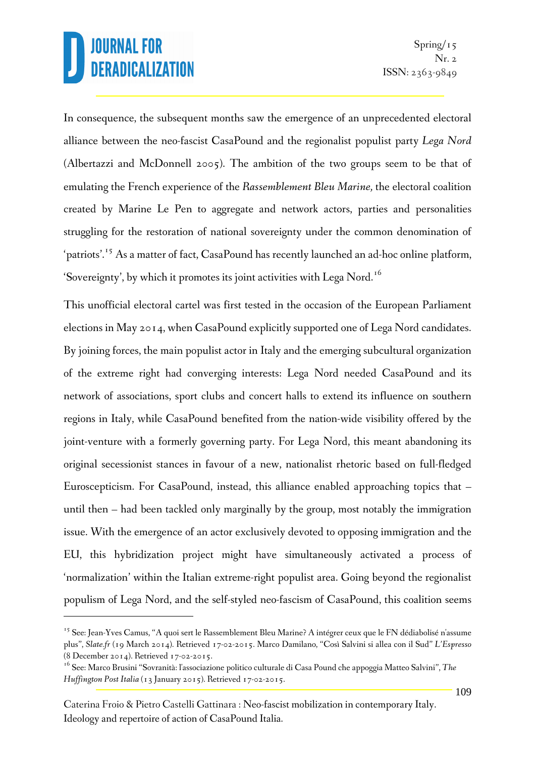In consequence, the subsequent months saw the emergence of an unprecedented electoral alliance between the neo-fascist CasaPound and the regionalist populist party *Lega Nord* (Albertazzi and McDonnell 2005). The ambition of the two groups seem to be that of emulating the French experience of the *Rassemblement Bleu Marine,* the electoral coalition created by Marine Le Pen to aggregate and network actors, parties and personalities struggling for the restoration of national sovereignty under the common denomination of 'patriots'.[15] As a matter of fact, CasaPound has recently launched an ad-hoc online platform, 'Sovereignty', by which it promotes its joint activities with Lega Nord.[16]

This unofficial electoral cartel was first tested in the occasion of the European Parliament elections in May 2014, when CasaPound explicitly supported one of Lega Nord candidates. By joining forces, the main populist actor in Italy and the emerging subcultural organization of the extreme right had converging interests: Lega Nord needed CasaPound and its network of associations, sport clubs and concert halls to extend its influence on southern regions in Italy, while CasaPound benefited from the nation-wide visibility offered by the joint-venture with a formerly governing party. For Lega Nord, this meant abandoning its original secessionist stances in favour of a new, nationalist rhetoric based on full-fledged Euroscepticism. For CasaPound, instead, this alliance enabled approaching topics that – until then – had been tackled only marginally by the group, most notably the immigration issue. With the emergence of an actor exclusively devoted to opposing immigration and the EU, this hybridization project might have simultaneously activated a process of 'normalization' within the Italian extreme-right populist area. Going beyond the regionalist populism of Lega Nord, and the self-styled neo-fascism of CasaPound, this coalition seems

---

[15] See: Jean-Yves Camus, "A quoi sert le Rassemblement Bleu Marine? A intégrer ceux que le FN dédiabolisé n'assume plus", *Slate.fr* (19 March 2014). Retrieved 17-02-2015. Marco Damilano, "Così Salvini si allea con il Sud" *L'Espresso* (8 December 2014). Retrieved 17-02-2015.

[16] See: Marco Brusini "Sovranità: l'associazione politico culturale di Casa Pound che appoggia Matteo Salvini", *The Huffington Post Italia* (13 January 2015). Retrieved 17-02-2015.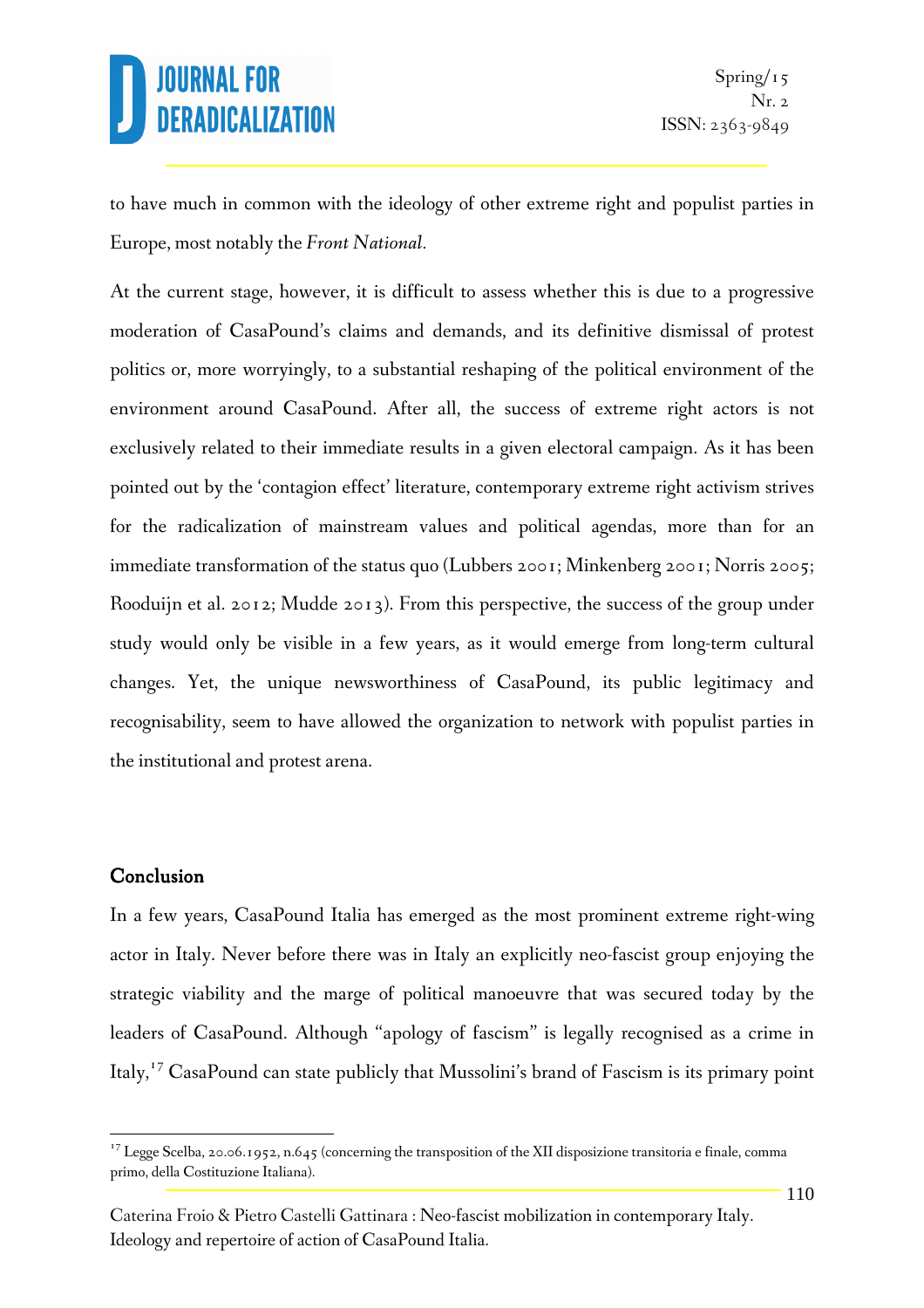to have much in common with the ideology of other extreme right and populist parties in Europe, most notably the *Front National*.

At the current stage, however, it is difficult to assess whether this is due to a progressive moderation of CasaPound's claims and demands, and its definitive dismissal of protest politics or, more worryingly, to a substantial reshaping of the political environment of the environment around CasaPound. After all, the success of extreme right actors is not exclusively related to their immediate results in a given electoral campaign. As it has been pointed out by the 'contagion effect' literature, contemporary extreme right activism strives for the radicalization of mainstream values and political agendas, more than for an immediate transformation of the status quo (Lubbers 2001; Minkenberg 2001; Norris 2005; Rooduijn et al. 2012; Mudde 2013). From this perspective, the success of the group under study would only be visible in a few years, as it would emerge from long-term cultural changes. Yet, the unique newsworthiness of CasaPound, its public legitimacy and recognisability, seem to have allowed the organization to network with populist parties in the institutional and protest arena.

## Conclusion

In a few years, CasaPound Italia has emerged as the most prominent extreme right-wing actor in Italy. Never before there was in Italy an explicitly neo-fascist group enjoying the strategic viability and the marge of political manoeuvre that was secured today by the leaders of CasaPound. Although "apology of fascism" is legally recognised as a crime in Italy,[17] CasaPound can state publicly that Mussolini's brand of Fascism is its primary point

---

[17] Legge Scelba, 20.06.1952, n.645 (concerning the transposition of the XII disposizione transitoria e finale, comma primo, della Costituzione Italiana).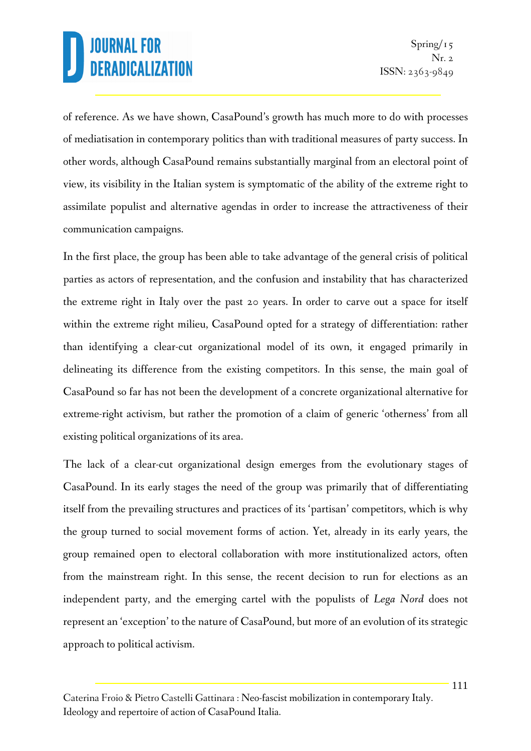of reference. As we have shown, CasaPound's growth has much more to do with processes of mediatisation in contemporary politics than with traditional measures of party success. In other words, although CasaPound remains substantially marginal from an electoral point of view, its visibility in the Italian system is symptomatic of the ability of the extreme right to assimilate populist and alternative agendas in order to increase the attractiveness of their communication campaigns.

In the first place, the group has been able to take advantage of the general crisis of political parties as actors of representation, and the confusion and instability that has characterized the extreme right in Italy over the past 20 years. In order to carve out a space for itself within the extreme right milieu, CasaPound opted for a strategy of differentiation: rather than identifying a clear-cut organizational model of its own, it engaged primarily in delineating its difference from the existing competitors. In this sense, the main goal of CasaPound so far has not been the development of a concrete organizational alternative for extreme-right activism, but rather the promotion of a claim of generic 'otherness' from all existing political organizations of its area.

The lack of a clear-cut organizational design emerges from the evolutionary stages of CasaPound. In its early stages the need of the group was primarily that of differentiating itself from the prevailing structures and practices of its 'partisan' competitors, which is why the group turned to social movement forms of action. Yet, already in its early years, the group remained open to electoral collaboration with more institutionalized actors, often from the mainstream right. In this sense, the recent decision to run for elections as an independent party, and the emerging cartel with the populists of *Lega Nord* does not represent an 'exception' to the nature of CasaPound, but more of an evolution of its strategic approach to political activism.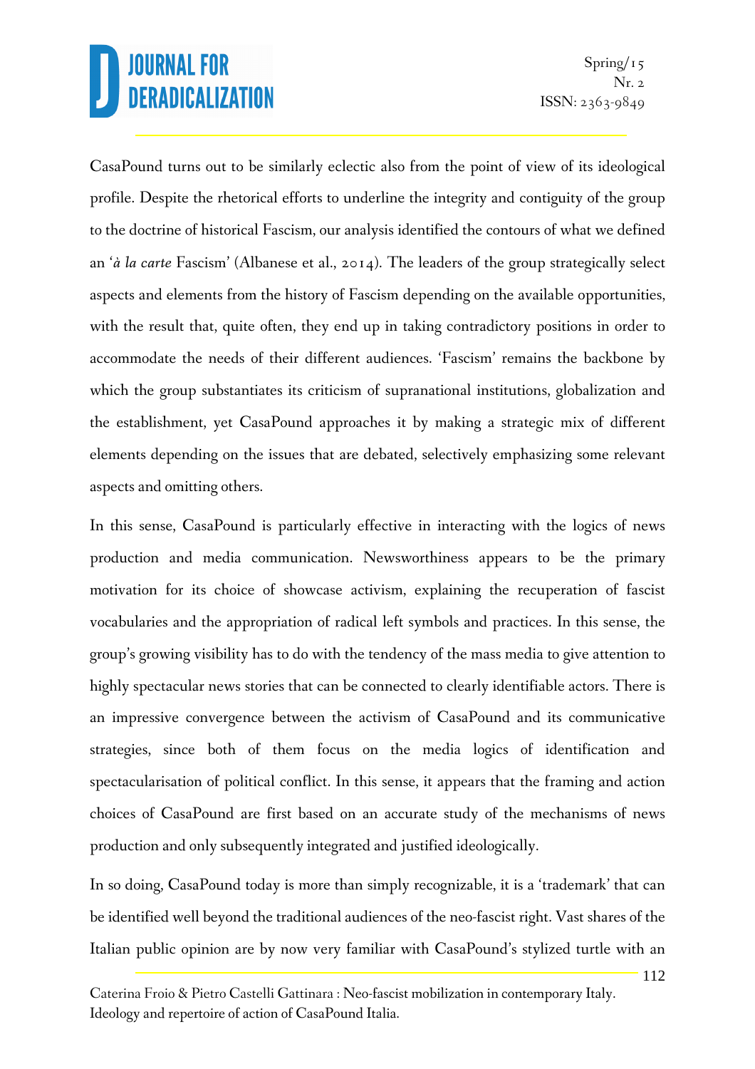CasaPound turns out to be similarly eclectic also from the point of view of its ideological profile. Despite the rhetorical efforts to underline the integrity and contiguity of the group to the doctrine of historical Fascism, our analysis identified the contours of what we defined an '*à la carte* Fascism' (Albanese et al., 2014). The leaders of the group strategically select aspects and elements from the history of Fascism depending on the available opportunities, with the result that, quite often, they end up in taking contradictory positions in order to accommodate the needs of their different audiences. 'Fascism' remains the backbone by which the group substantiates its criticism of supranational institutions, globalization and the establishment, yet CasaPound approaches it by making a strategic mix of different elements depending on the issues that are debated, selectively emphasizing some relevant aspects and omitting others.

In this sense, CasaPound is particularly effective in interacting with the logics of news production and media communication. Newsworthiness appears to be the primary motivation for its choice of showcase activism, explaining the recuperation of fascist vocabularies and the appropriation of radical left symbols and practices. In this sense, the group's growing visibility has to do with the tendency of the mass media to give attention to highly spectacular news stories that can be connected to clearly identifiable actors. There is an impressive convergence between the activism of CasaPound and its communicative strategies, since both of them focus on the media logics of identification and spectacularisation of political conflict. In this sense, it appears that the framing and action choices of CasaPound are first based on an accurate study of the mechanisms of news production and only subsequently integrated and justified ideologically.

In so doing, CasaPound today is more than simply recognizable, it is a 'trademark' that can be identified well beyond the traditional audiences of the neo-fascist right. Vast shares of the Italian public opinion are by now very familiar with CasaPound's stylized turtle with an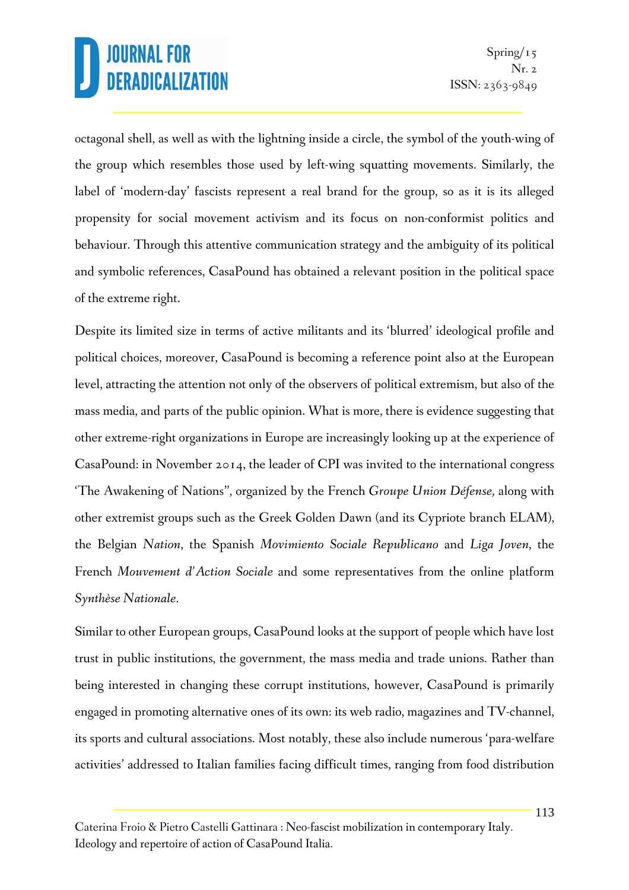octagonal shell, as well as with the lightning inside a circle, the symbol of the youth-wing of the group which resembles those used by left-wing squatting movements. Similarly, the label of 'modern-day' fascists represent a real brand for the group, so as it is its alleged propensity for social movement activism and its focus on non-conformist politics and behaviour. Through this attentive communication strategy and the ambiguity of its political and symbolic references, CasaPound has obtained a relevant position in the political space of the extreme right.

Despite its limited size in terms of active militants and its 'blurred' ideological profile and political choices, moreover, CasaPound is becoming a reference point also at the European level, attracting the attention not only of the observers of political extremism, but also of the mass media, and parts of the public opinion. What is more, there is evidence suggesting that other extreme-right organizations in Europe are increasingly looking up at the experience of CasaPound: in November 2014, the leader of CPI was invited to the international congress 'The Awakening of Nations", organized by the French *Groupe Union Défense,* along with other extremist groups such as the Greek Golden Dawn (and its Cypriote branch ELAM), the Belgian *Nation*, the Spanish *Movimiento Sociale Republicano* and *Liga Joven*, the French *Mouvement d'Action Sociale* and some representatives from the online platform *Synthèse Nationale*.

Similar to other European groups, CasaPound looks at the support of people which have lost trust in public institutions, the government, the mass media and trade unions. Rather than being interested in changing these corrupt institutions, however, CasaPound is primarily engaged in promoting alternative ones of its own: its web radio, magazines and TV-channel, its sports and cultural associations. Most notably, these also include numerous 'para-welfare activities' addressed to Italian families facing difficult times, ranging from food distribution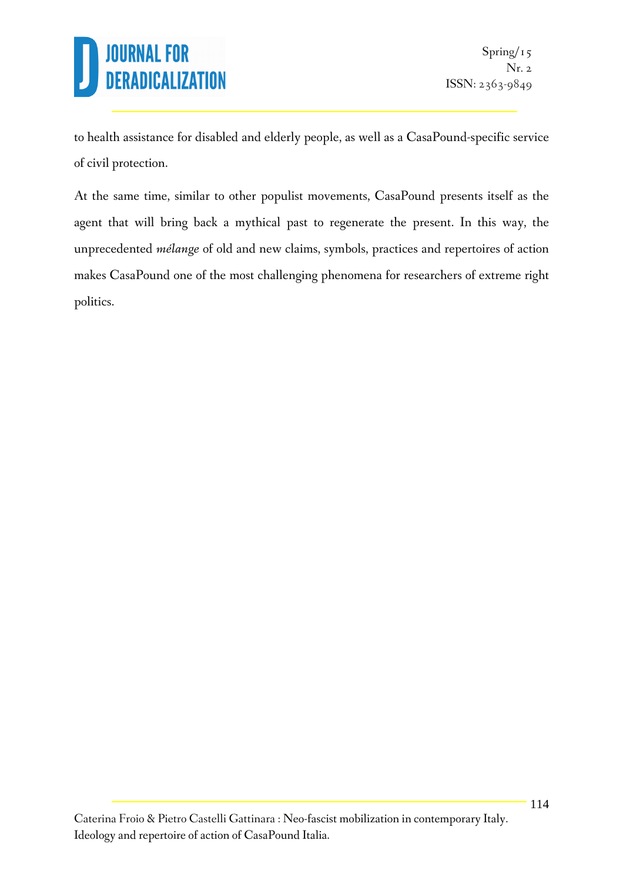to health assistance for disabled and elderly people, as well as a CasaPound-specific service of civil protection.

At the same time, similar to other populist movements, CasaPound presents itself as the agent that will bring back a mythical past to regenerate the present. In this way, the unprecedented *mélange* of old and new claims, symbols, practices and repertoires of action makes CasaPound one of the most challenging phenomena for researchers of extreme right politics.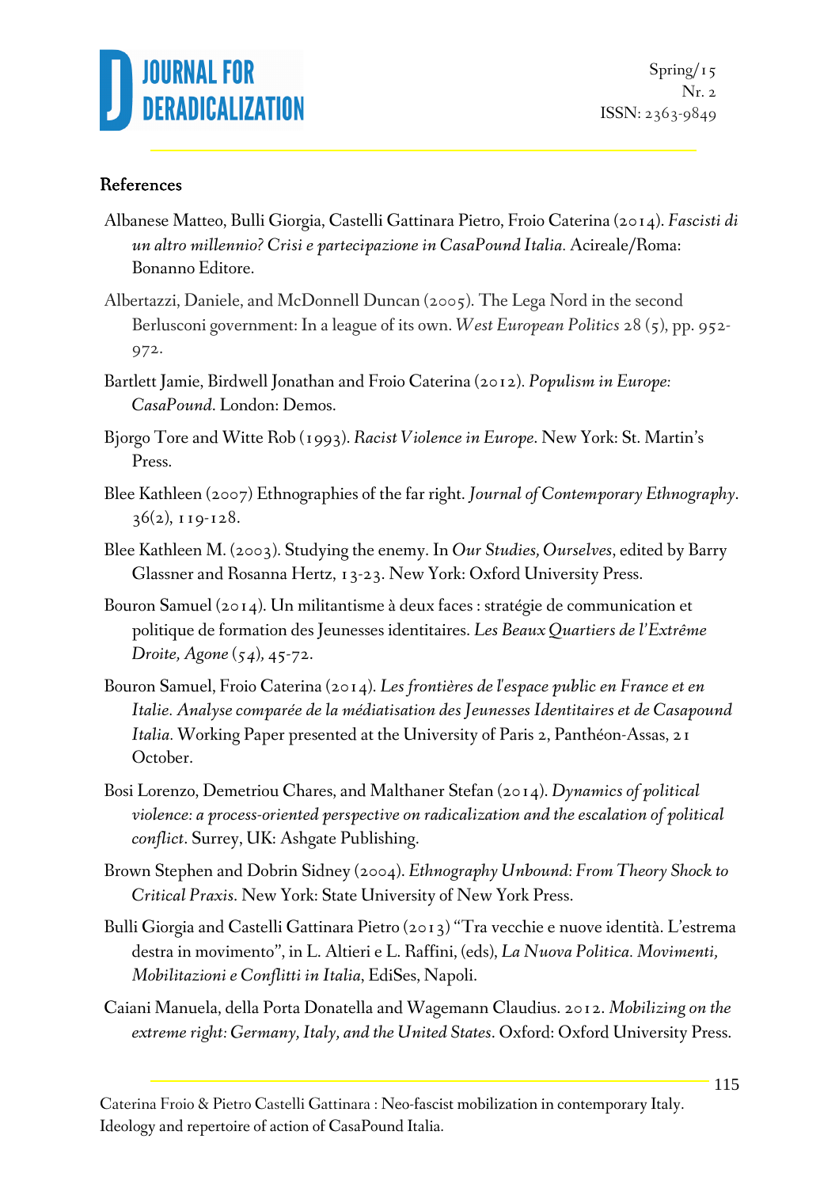## References

Albanese Matteo, Bulli Giorgia, Castelli Gattinara Pietro, Froio Caterina (2014). *Fascisti di un altro millennio? Crisi e partecipazione in CasaPound Italia.* Acireale/Roma: Bonanno Editore.

Albertazzi, Daniele, and McDonnell Duncan (2005). The Lega Nord in the second Berlusconi government: In a league of its own. *West European Politics* 28 (5), pp. 952-972.

Bartlett Jamie, Birdwell Jonathan and Froio Caterina (2012). *Populism in Europe: CasaPound.* London: Demos.

Bjorgo Tore and Witte Rob (1993). *Racist Violence in Europe*. New York: St. Martin's Press.

Blee Kathleen (2007) Ethnographies of the far right. *Journal of Contemporary Ethnography*. 36(2), 119-128.

Blee Kathleen M. (2003). Studying the enemy. In *Our Studies, Ourselves*, edited by Barry Glassner and Rosanna Hertz, 13-23. New York: Oxford University Press.

Bouron Samuel (2014). Un militantisme à deux faces : stratégie de communication et politique de formation des Jeunesses identitaires. *Les Beaux Quartiers de l'Extrême Droite, Agone* (54), 45-72.

Bouron Samuel, Froio Caterina (2014). *Les frontières de l'espace public en France et en Italie. Analyse comparée de la médiatisation des Jeunesses Identitaires et de Casapound Italia.* Working Paper presented at the University of Paris 2, Panthéon-Assas, 21 October.

Bosi Lorenzo, Demetriou Chares, and Malthaner Stefan (2014). *Dynamics of political violence: a process-oriented perspective on radicalization and the escalation of political conflict*. Surrey, UK: Ashgate Publishing.

Brown Stephen and Dobrin Sidney (2004). *Ethnography Unbound: From Theory Shock to Critical Praxis*. New York: State University of New York Press.

Bulli Giorgia and Castelli Gattinara Pietro (2013) "Tra vecchie e nuove identità. L'estrema destra in movimento", in L. Altieri e L. Raffini, (eds), *La Nuova Politica. Movimenti, Mobilitazioni e Conflitti in Italia*, EdiSes, Napoli.

Caiani Manuela, della Porta Donatella and Wagemann Claudius. 2012. *Mobilizing on the extreme right: Germany, Italy, and the United States*. Oxford: Oxford University Press.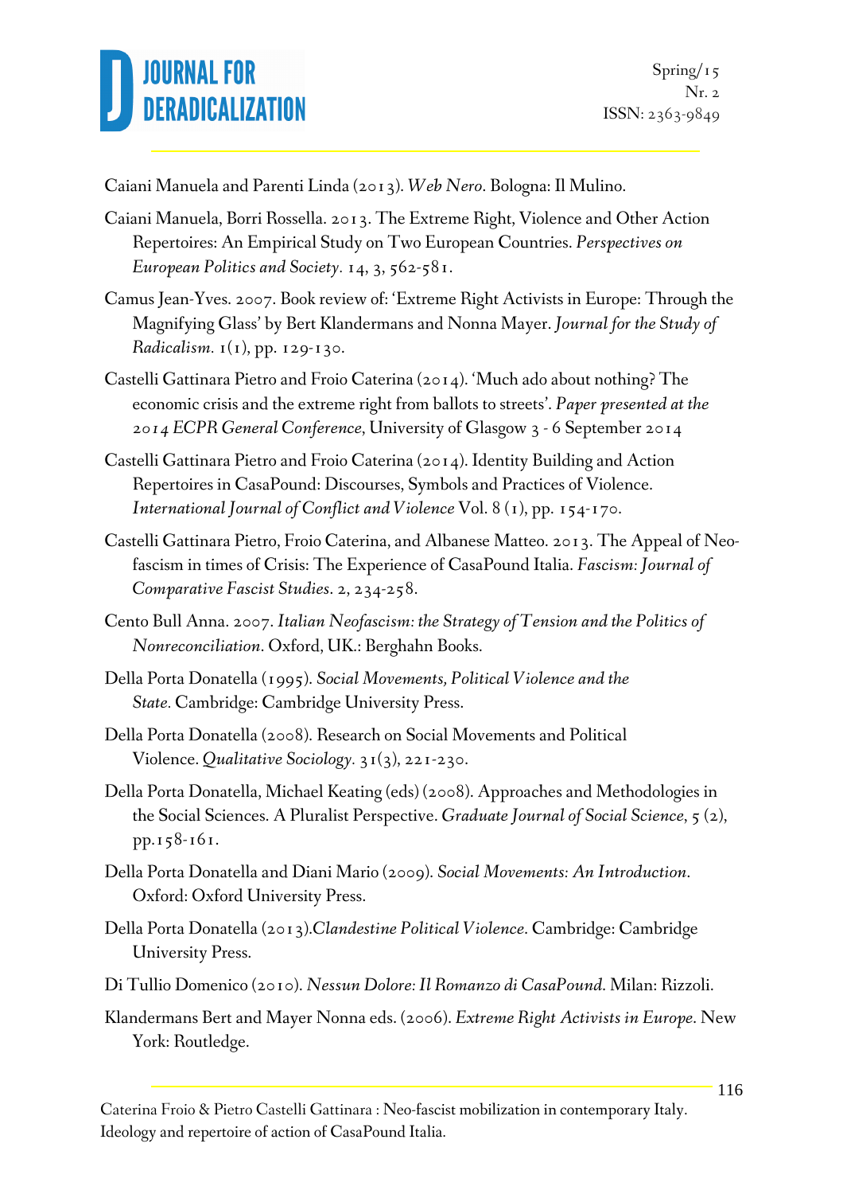Caiani Manuela and Parenti Linda (2013). *Web Nero*. Bologna: Il Mulino.

Caiani Manuela, Borri Rossella. 2013. The Extreme Right, Violence and Other Action Repertoires: An Empirical Study on Two European Countries. *Perspectives on European Politics and Society*. 14, 3, 562-581.

Camus Jean-Yves. 2007. Book review of: 'Extreme Right Activists in Europe: Through the Magnifying Glass' by Bert Klandermans and Nonna Mayer. *Journal for the Study of Radicalism*. 1(1), pp. 129-130.

Castelli Gattinara Pietro and Froio Caterina (2014). 'Much ado about nothing? The economic crisis and the extreme right from ballots to streets'. *Paper presented at the 2014 ECPR General Conference*, University of Glasgow 3 - 6 September 2014

Castelli Gattinara Pietro and Froio Caterina (2014). Identity Building and Action Repertoires in CasaPound: Discourses, Symbols and Practices of Violence. *International Journal of Conflict and Violence* Vol. 8 (1), pp. 154-170.

Castelli Gattinara Pietro, Froio Caterina, and Albanese Matteo. 2013. The Appeal of Neo-fascism in times of Crisis: The Experience of CasaPound Italia. *Fascism: Journal of Comparative Fascist Studies*. 2, 234-258.

Cento Bull Anna. 2007. *Italian Neofascism: the Strategy of Tension and the Politics of Nonreconciliation*. Oxford, UK.: Berghahn Books.

Della Porta Donatella (1995). *Social Movements, Political Violence and the State*. Cambridge: Cambridge University Press.

Della Porta Donatella (2008). Research on Social Movements and Political Violence. *Qualitative Sociology*. 31(3), 221-230.

Della Porta Donatella, Michael Keating (eds) (2008). Approaches and Methodologies in the Social Sciences. A Pluralist Perspective. *Graduate Journal of Social Science*, 5 (2), pp.158-161.

Della Porta Donatella and Diani Mario (2009). *Social Movements: An Introduction*. Oxford: Oxford University Press.

Della Porta Donatella (2013).*Clandestine Political Violence*. Cambridge: Cambridge University Press.

Di Tullio Domenico (2010). *Nessun Dolore: Il Romanzo di CasaPound*. Milan: Rizzoli.

Klandermans Bert and Mayer Nonna eds. (2006). *Extreme Right Activists in Europe*. New York: Routledge.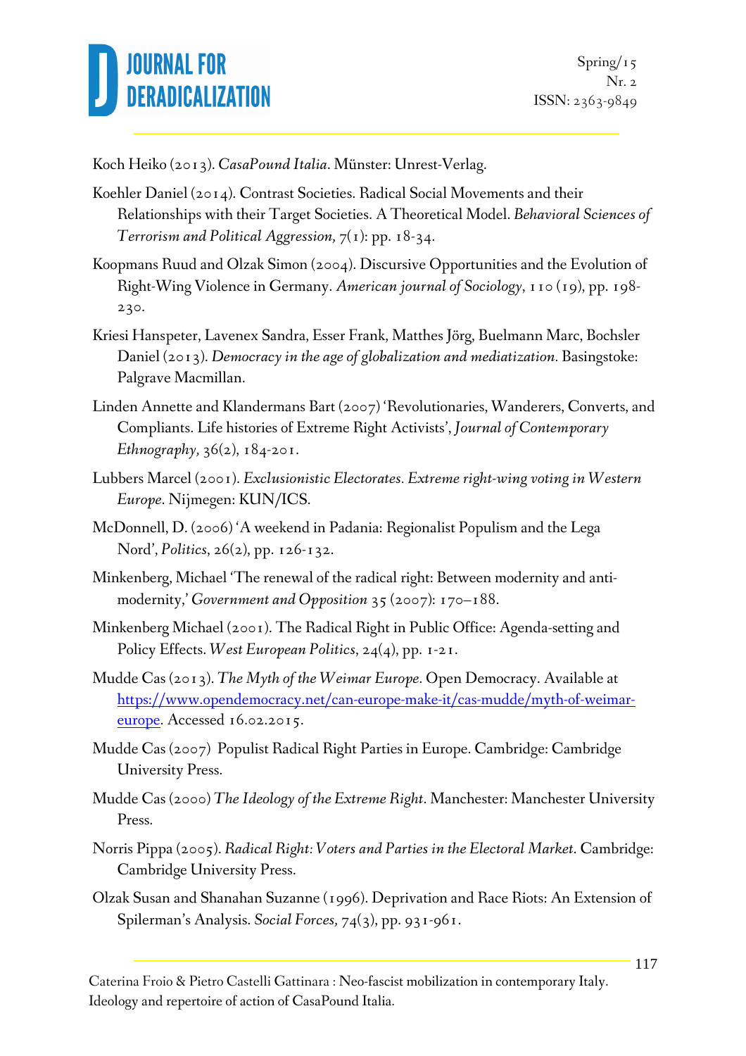Koch Heiko (2013). *CasaPound Italia*. Münster: Unrest-Verlag.

Koehler Daniel (2014). Contrast Societies. Radical Social Movements and their Relationships with their Target Societies. A Theoretical Model. *Behavioral Sciences of Terrorism and Political Aggression,* 7(1): pp. 18-34.

Koopmans Ruud and Olzak Simon (2004). Discursive Opportunities and the Evolution of Right-Wing Violence in Germany. *American journal of Sociology*, 110 (19), pp. 198-230.

Kriesi Hanspeter, Lavenex Sandra, Esser Frank, Matthes Jörg, Buelmann Marc, Bochsler Daniel (2013). *Democracy in the age of globalization and mediatization*. Basingstoke: Palgrave Macmillan.

Linden Annette and Klandermans Bart (2007) 'Revolutionaries, Wanderers, Converts, and Compliants. Life histories of Extreme Right Activists', *Journal of Contemporary Ethnography,* 36(2), 184-201.

Lubbers Marcel (2001). *Exclusionistic Electorates. Extreme right-wing voting in Western Europe*. Nijmegen: KUN/ICS.

McDonnell, D. (2006) 'A weekend in Padania: Regionalist Populism and the Lega Nord', *Politics*, 26(2), pp. 126-132.

Minkenberg, Michael 'The renewal of the radical right: Between modernity and anti-modernity,' *Government and Opposition* 35 (2007): 170–188.

Minkenberg Michael (2001). The Radical Right in Public Office: Agenda-setting and Policy Effects. *West European Politics*, 24(4), pp. 1-21.

Mudde Cas (2013). *The Myth of the Weimar Europe*. Open Democracy. Available at https://www.opendemocracy.net/can-europe-make-it/cas-mudde/myth-of-weimar-europe. Accessed 16.02.2015.

Mudde Cas (2007) Populist Radical Right Parties in Europe. Cambridge: Cambridge University Press.

Mudde Cas (2000) *The Ideology of the Extreme Right*. Manchester: Manchester University Press.

Norris Pippa (2005). *Radical Right: Voters and Parties in the Electoral Market*. Cambridge: Cambridge University Press.

Olzak Susan and Shanahan Suzanne (1996). Deprivation and Race Riots: An Extension of Spilerman's Analysis. *Social Forces,* 74(3), pp. 931-961.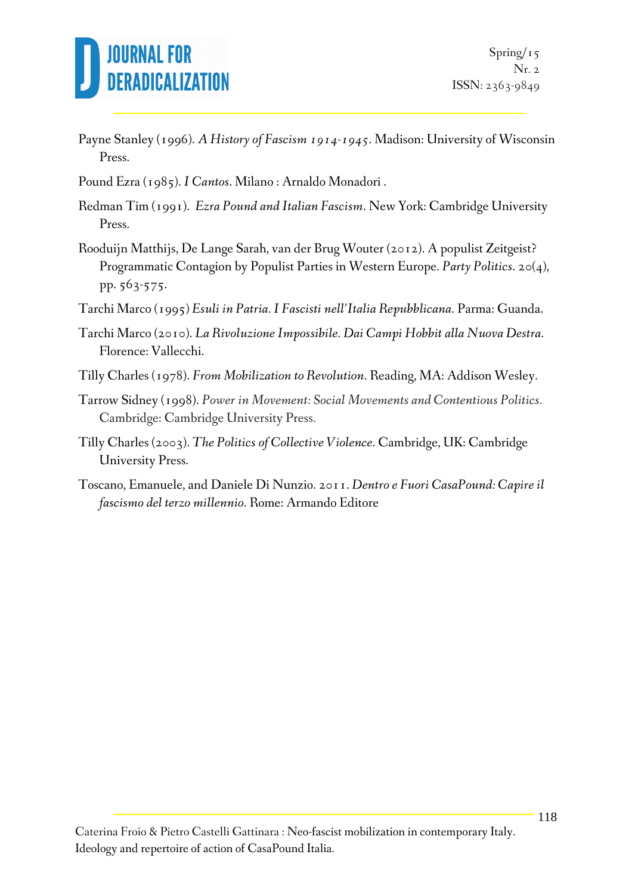Payne Stanley (1996). *A History of Fascism 1914-1945*. Madison: University of Wisconsin Press.

Pound Ezra (1985). *I Cantos*. Milano : Arnaldo Monadori .

Redman Tim (1991). *Ezra Pound and Italian Fascism*. New York: Cambridge University Press.

Rooduijn Matthijs, De Lange Sarah, van der Brug Wouter (2012). A populist Zeitgeist? Programmatic Contagion by Populist Parties in Western Europe. *Party Politics*. 20(4), pp. 563-575.

Tarchi Marco (1995) *Esuli in Patria. I Fascisti nell'Italia Repubblicana*. Parma: Guanda.

Tarchi Marco (2010). *La Rivoluzione Impossibile. Dai Campi Hobbit alla Nuova Destra*. Florence: Vallecchi.

Tilly Charles (1978). *From Mobilization to Revolution*. Reading, MA: Addison Wesley.

Tarrow Sidney (1998). *Power in Movement: Social Movements and Contentious Politics*. Cambridge: Cambridge University Press.

Tilly Charles (2003). *The Politics of Collective Violence*. Cambridge, UK: Cambridge University Press.

Toscano, Emanuele, and Daniele Di Nunzio. 2011. *Dentro e Fuori CasaPound: Capire il fascismo del terzo millennio*. Rome: Armando Editore